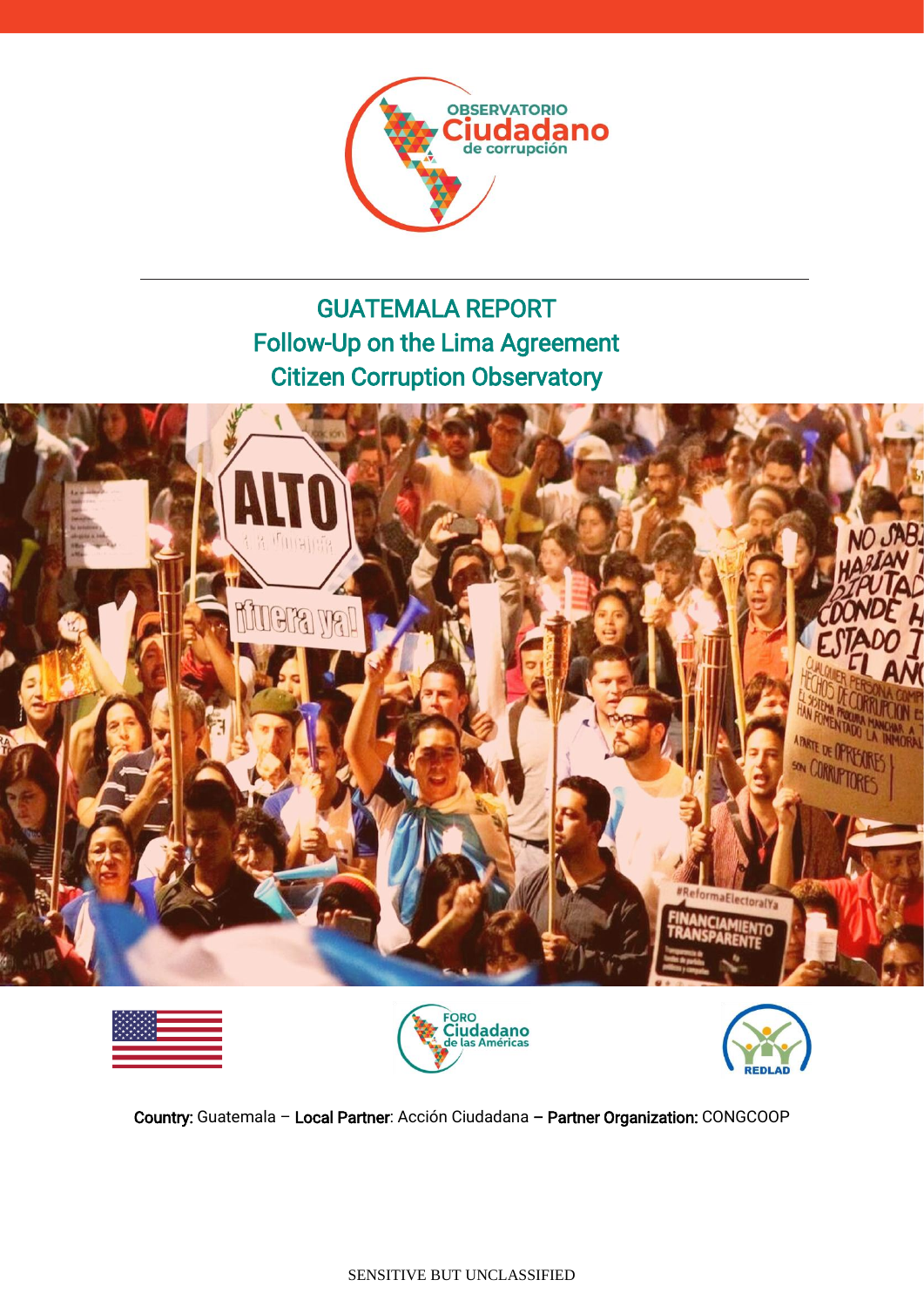# GUATEMALA REPORT
## Follow-Up on the Lima Agreement
## Citizen Corruption Observatory

**Country:** Guatemala – **Local Partner**: Acción Ciudadana – **Partner Organization:** CONGCOOP

SENSITIVE BUT UNCLASSIFIED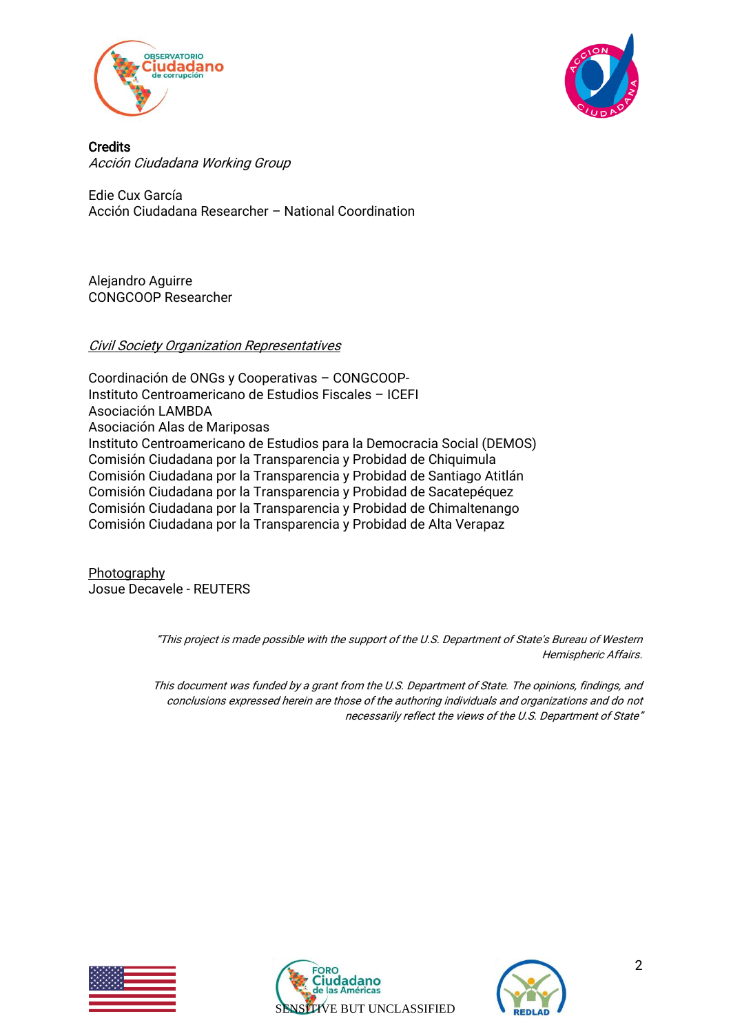**Credits**

*Acción Ciudadana Working Group*

Edie Cux García
Acción Ciudadana Researcher – National Coordination

Alejandro Aguirre
CONGCOOP Researcher

*Civil Society Organization Representatives*

Coordinación de ONGs y Cooperativas – CONGCOOP-
Instituto Centroamericano de Estudios Fiscales – ICEFI
Asociación LAMBDA
Asociación Alas de Mariposas
Instituto Centroamericano de Estudios para la Democracia Social (DEMOS)
Comisión Ciudadana por la Transparencia y Probidad de Chiquimula
Comisión Ciudadana por la Transparencia y Probidad de Santiago Atitlán
Comisión Ciudadana por la Transparencia y Probidad de Sacatepéquez
Comisión Ciudadana por la Transparencia y Probidad de Chimaltenango
Comisión Ciudadana por la Transparencia y Probidad de Alta Verapaz

Photography
Josue Decavele - REUTERS

*"This project is made possible with the support of the U.S. Department of State's Bureau of Western Hemispheric Affairs.*

*This document was funded by a grant from the U.S. Department of State. The opinions, findings, and conclusions expressed herein are those of the authoring individuals and organizations and do not necessarily reflect the views of the U.S. Department of State"*

SENSITIVE BUT UNCLASSIFIED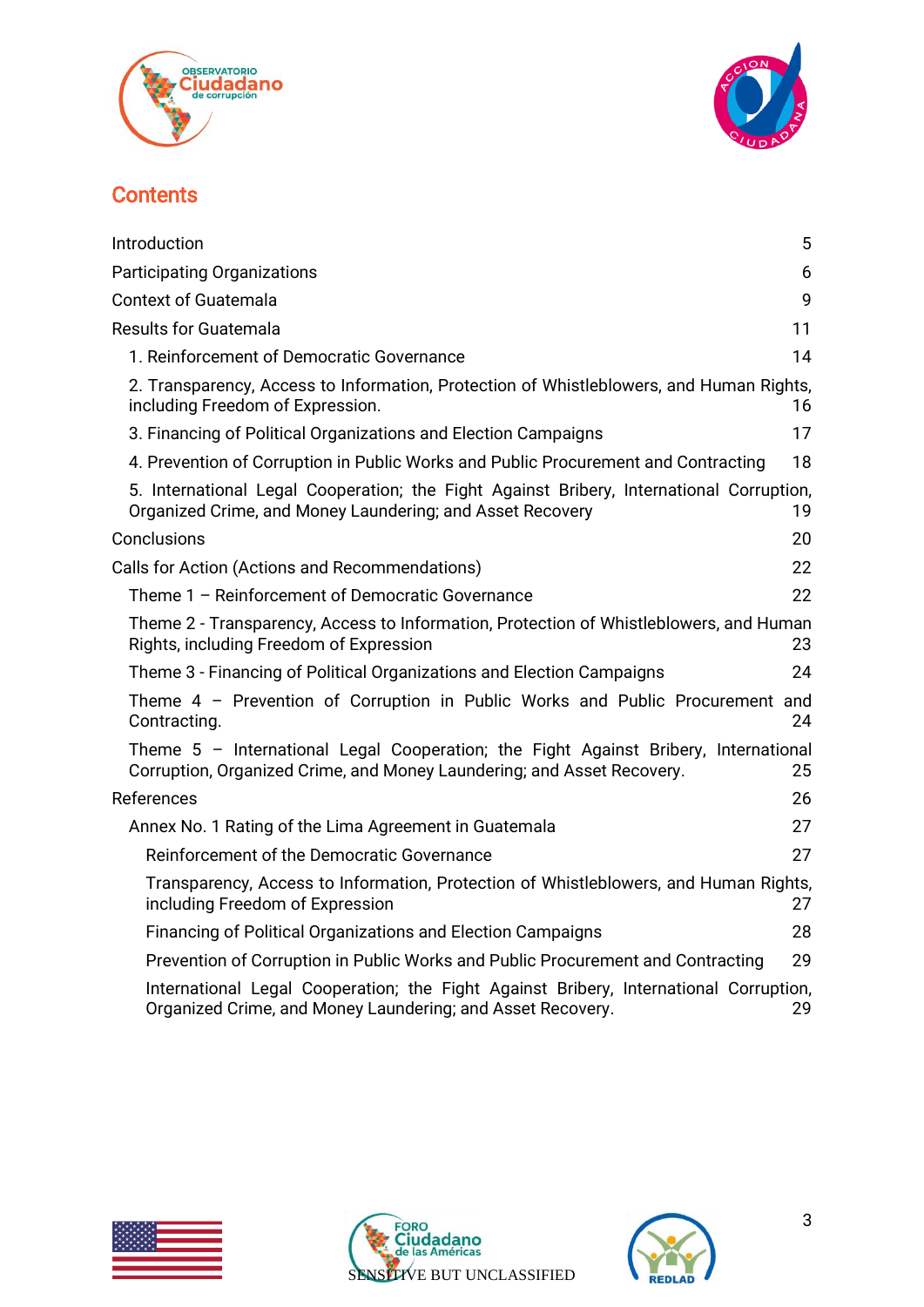## Contents

| | |
|---|---|
| Introduction | 5 |
| Participating Organizations | 6 |
| Context of Guatemala | 9 |
| Results for Guatemala | 11 |
| 1. Reinforcement of Democratic Governance | 14 |
| 2. Transparency, Access to Information, Protection of Whistleblowers, and Human Rights, including Freedom of Expression. | 16 |
| 3. Financing of Political Organizations and Election Campaigns | 17 |
| 4. Prevention of Corruption in Public Works and Public Procurement and Contracting | 18 |
| 5. International Legal Cooperation; the Fight Against Bribery, International Corruption, Organized Crime, and Money Laundering; and Asset Recovery | 19 |
| Conclusions | 20 |
| Calls for Action (Actions and Recommendations) | 22 |
| Theme 1 – Reinforcement of Democratic Governance | 22 |
| Theme 2 - Transparency, Access to Information, Protection of Whistleblowers, and Human Rights, including Freedom of Expression | 23 |
| Theme 3 - Financing of Political Organizations and Election Campaigns | 24 |
| Theme 4 – Prevention of Corruption in Public Works and Public Procurement and Contracting. | 24 |
| Theme 5 – International Legal Cooperation; the Fight Against Bribery, International Corruption, Organized Crime, and Money Laundering; and Asset Recovery. | 25 |
| References | 26 |
| Annex No. 1 Rating of the Lima Agreement in Guatemala | 27 |
| Reinforcement of the Democratic Governance | 27 |
| Transparency, Access to Information, Protection of Whistleblowers, and Human Rights, including Freedom of Expression | 27 |
| Financing of Political Organizations and Election Campaigns | 28 |
| Prevention of Corruption in Public Works and Public Procurement and Contracting | 29 |
| International Legal Cooperation; the Fight Against Bribery, International Corruption, Organized Crime, and Money Laundering; and Asset Recovery. | 29 |

SENSITIVE BUT UNCLASSIFIED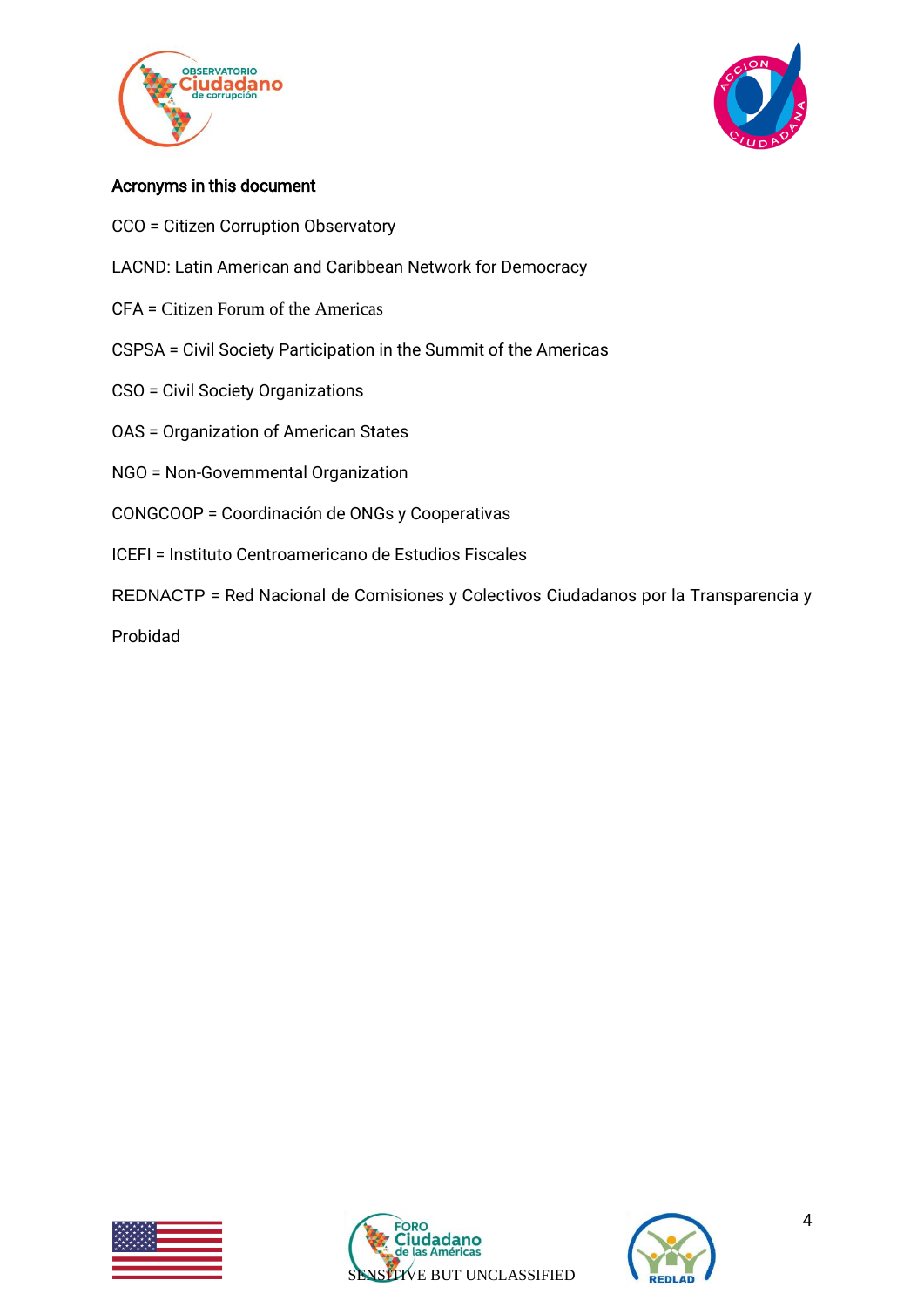**Acronyms in this document**

CCO = Citizen Corruption Observatory

LACND: Latin American and Caribbean Network for Democracy

CFA = Citizen Forum of the Americas

CSPSA = Civil Society Participation in the Summit of the Americas

CSO = Civil Society Organizations

OAS = Organization of American States

NGO = Non-Governmental Organization

CONGCOOP = Coordinación de ONGs y Cooperativas

ICEFI = Instituto Centroamericano de Estudios Fiscales

REDNACTP = Red Nacional de Comisiones y Colectivos Ciudadanos por la Transparencia y Probidad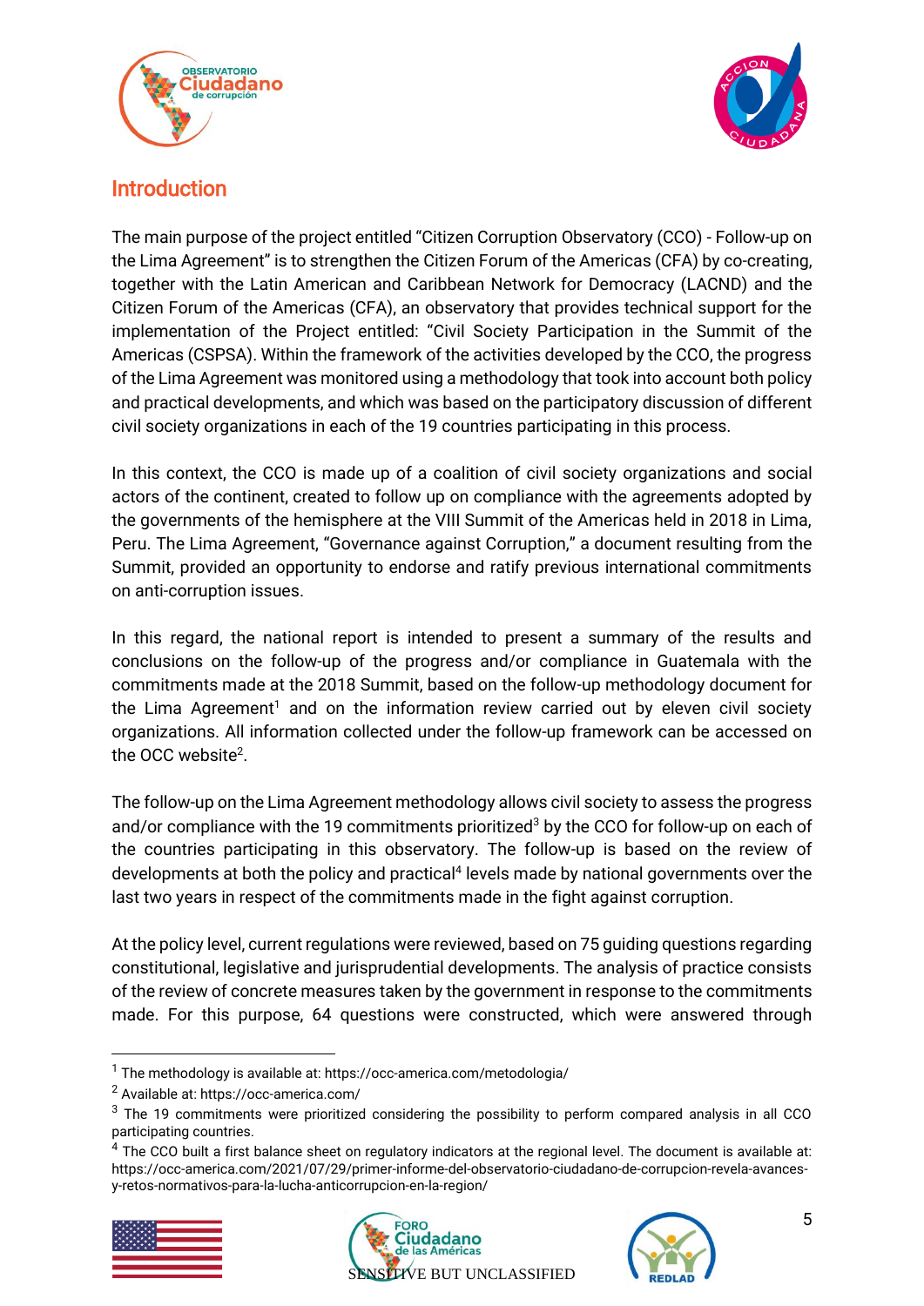## Introduction

The main purpose of the project entitled "Citizen Corruption Observatory (CCO) - Follow-up on the Lima Agreement" is to strengthen the Citizen Forum of the Americas (CFA) by co-creating, together with the Latin American and Caribbean Network for Democracy (LACND) and the Citizen Forum of the Americas (CFA), an observatory that provides technical support for the implementation of the Project entitled: "Civil Society Participation in the Summit of the Americas (CSPSA). Within the framework of the activities developed by the CCO, the progress of the Lima Agreement was monitored using a methodology that took into account both policy and practical developments, and which was based on the participatory discussion of different civil society organizations in each of the 19 countries participating in this process.

In this context, the CCO is made up of a coalition of civil society organizations and social actors of the continent, created to follow up on compliance with the agreements adopted by the governments of the hemisphere at the VIII Summit of the Americas held in 2018 in Lima, Peru. The Lima Agreement, "Governance against Corruption," a document resulting from the Summit, provided an opportunity to endorse and ratify previous international commitments on anti-corruption issues.

In this regard, the national report is intended to present a summary of the results and conclusions on the follow-up of the progress and/or compliance in Guatemala with the commitments made at the 2018 Summit, based on the follow-up methodology document for the Lima Agreement[1] and on the information review carried out by eleven civil society organizations. All information collected under the follow-up framework can be accessed on the OCC website[2].

The follow-up on the Lima Agreement methodology allows civil society to assess the progress and/or compliance with the 19 commitments prioritized[3] by the CCO for follow-up on each of the countries participating in this observatory. The follow-up is based on the review of developments at both the policy and practical[4] levels made by national governments over the last two years in respect of the commitments made in the fight against corruption.

At the policy level, current regulations were reviewed, based on 75 guiding questions regarding constitutional, legislative and jurisprudential developments. The analysis of practice consists of the review of concrete measures taken by the government in response to the commitments made. For this purpose, 64 questions were constructed, which were answered through

---

[1] The methodology is available at: https://occ-america.com/metodologia/

[2] Available at: https://occ-america.com/

[3] The 19 commitments were prioritized considering the possibility to perform compared analysis in all CCO participating countries.

[4] The CCO built a first balance sheet on regulatory indicators at the regional level. The document is available at: https://occ-america.com/2021/07/29/primer-informe-del-observatorio-ciudadano-de-corrupcion-revela-avances-y-retos-normativos-para-la-lucha-anticorrupcion-en-la-region/

SENSITIVE BUT UNCLASSIFIED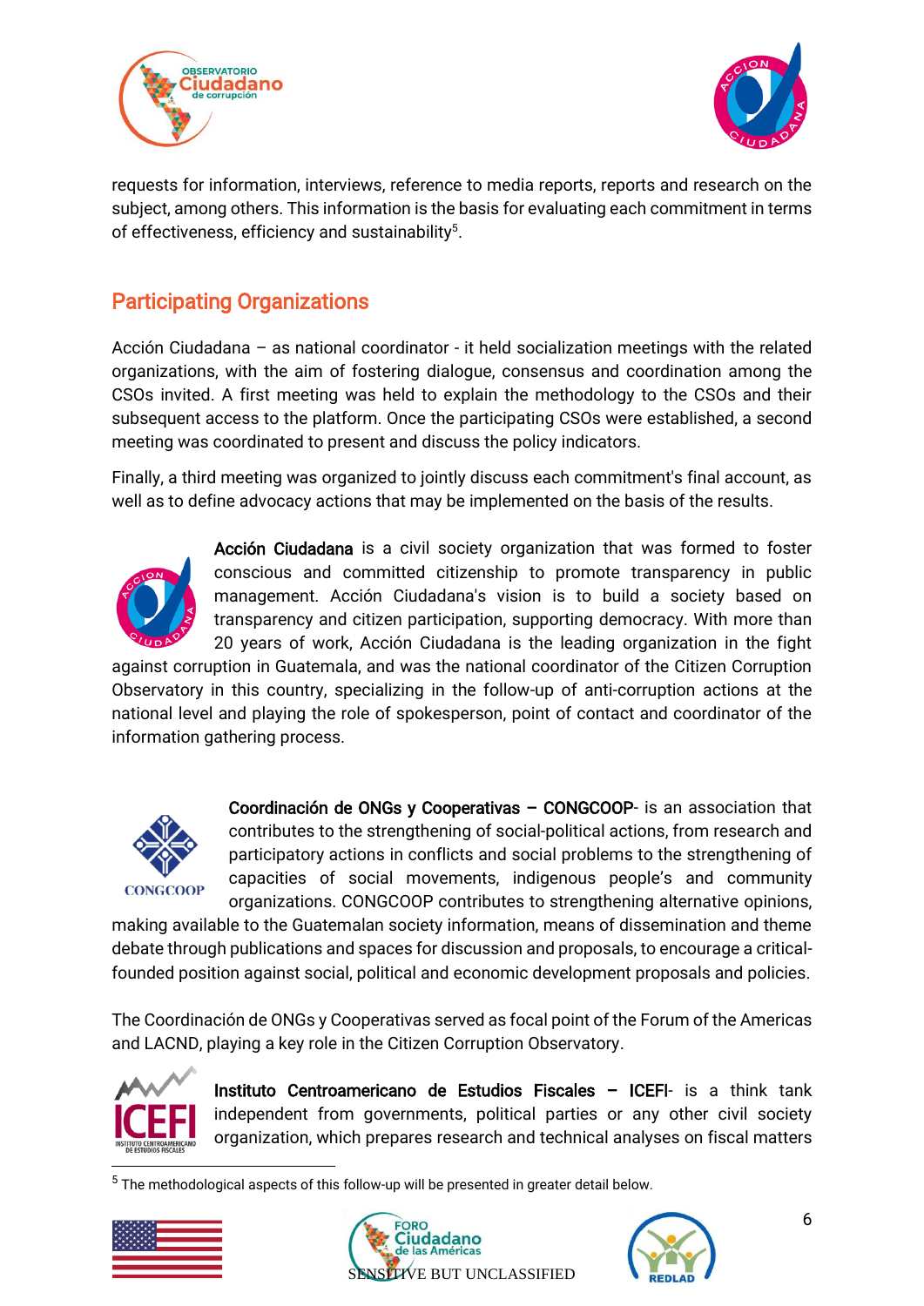requests for information, interviews, reference to media reports, reports and research on the subject, among others. This information is the basis for evaluating each commitment in terms of effectiveness, efficiency and sustainability[5].

## Participating Organizations

Acción Ciudadana – as national coordinator - it held socialization meetings with the related organizations, with the aim of fostering dialogue, consensus and coordination among the CSOs invited. A first meeting was held to explain the methodology to the CSOs and their subsequent access to the platform. Once the participating CSOs were established, a second meeting was coordinated to present and discuss the policy indicators.

Finally, a third meeting was organized to jointly discuss each commitment's final account, as well as to define advocacy actions that may be implemented on the basis of the results.

**Acción Ciudadana** is a civil society organization that was formed to foster conscious and committed citizenship to promote transparency in public management. Acción Ciudadana's vision is to build a society based on transparency and citizen participation, supporting democracy. With more than 20 years of work, Acción Ciudadana is the leading organization in the fight against corruption in Guatemala, and was the national coordinator of the Citizen Corruption Observatory in this country, specializing in the follow-up of anti-corruption actions at the national level and playing the role of spokesperson, point of contact and coordinator of the information gathering process.

**Coordinación de ONGs y Cooperativas – CONGCOOP**- is an association that contributes to the strengthening of social-political actions, from research and participatory actions in conflicts and social problems to the strengthening of capacities of social movements, indigenous people's and community organizations. CONGCOOP contributes to strengthening alternative opinions, making available to the Guatemalan society information, means of dissemination and theme debate through publications and spaces for discussion and proposals, to encourage a critical-founded position against social, political and economic development proposals and policies.

The Coordinación de ONGs y Cooperativas served as focal point of the Forum of the Americas and LACND, playing a key role in the Citizen Corruption Observatory.

**Instituto Centroamericano de Estudios Fiscales – ICEFI**- is a think tank independent from governments, political parties or any other civil society organization, which prepares research and technical analyses on fiscal matters

[5] The methodological aspects of this follow-up will be presented in greater detail below.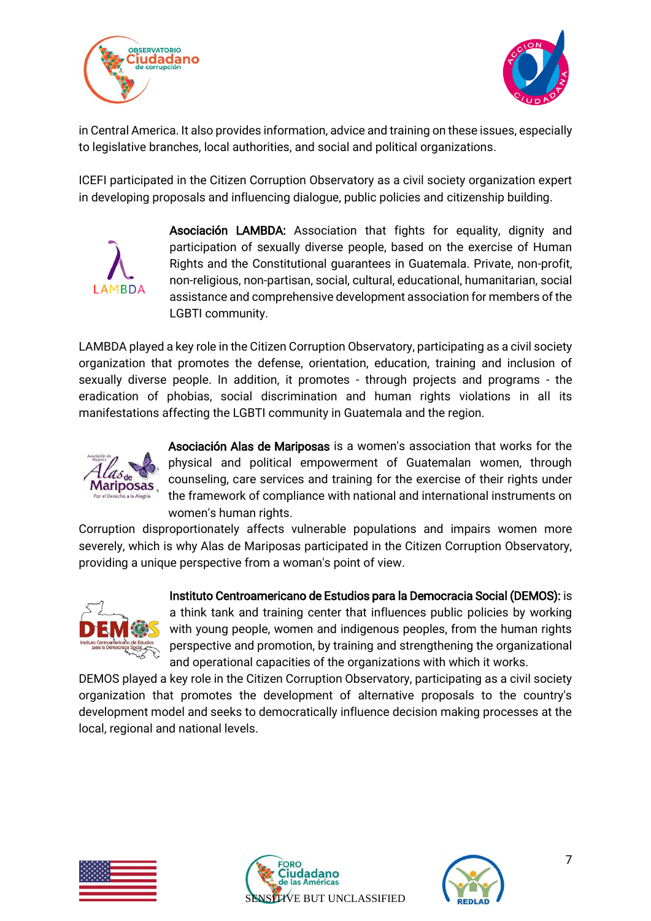in Central America. It also provides information, advice and training on these issues, especially to legislative branches, local authorities, and social and political organizations.

ICEFI participated in the Citizen Corruption Observatory as a civil society organization expert in developing proposals and influencing dialogue, public policies and citizenship building.

**Asociación LAMBDA:** Association that fights for equality, dignity and participation of sexually diverse people, based on the exercise of Human Rights and the Constitutional guarantees in Guatemala. Private, non-profit, non-religious, non-partisan, social, cultural, educational, humanitarian, social assistance and comprehensive development association for members of the LGBTI community.

LAMBDA played a key role in the Citizen Corruption Observatory, participating as a civil society organization that promotes the defense, orientation, education, training and inclusion of sexually diverse people. In addition, it promotes - through projects and programs - the eradication of phobias, social discrimination and human rights violations in all its manifestations affecting the LGBTI community in Guatemala and the region.

**Asociación Alas de Mariposas** is a women's association that works for the physical and political empowerment of Guatemalan women, through counseling, care services and training for the exercise of their rights under the framework of compliance with national and international instruments on women's human rights.

Corruption disproportionately affects vulnerable populations and impairs women more severely, which is why Alas de Mariposas participated in the Citizen Corruption Observatory, providing a unique perspective from a woman's point of view.

**Instituto Centroamericano de Estudios para la Democracia Social (DEMOS):** is a think tank and training center that influences public policies by working with young people, women and indigenous peoples, from the human rights perspective and promotion, by training and strengthening the organizational and operational capacities of the organizations with which it works.

DEMOS played a key role in the Citizen Corruption Observatory, participating as a civil society organization that promotes the development of alternative proposals to the country's development model and seeks to democratically influence decision making processes at the local, regional and national levels.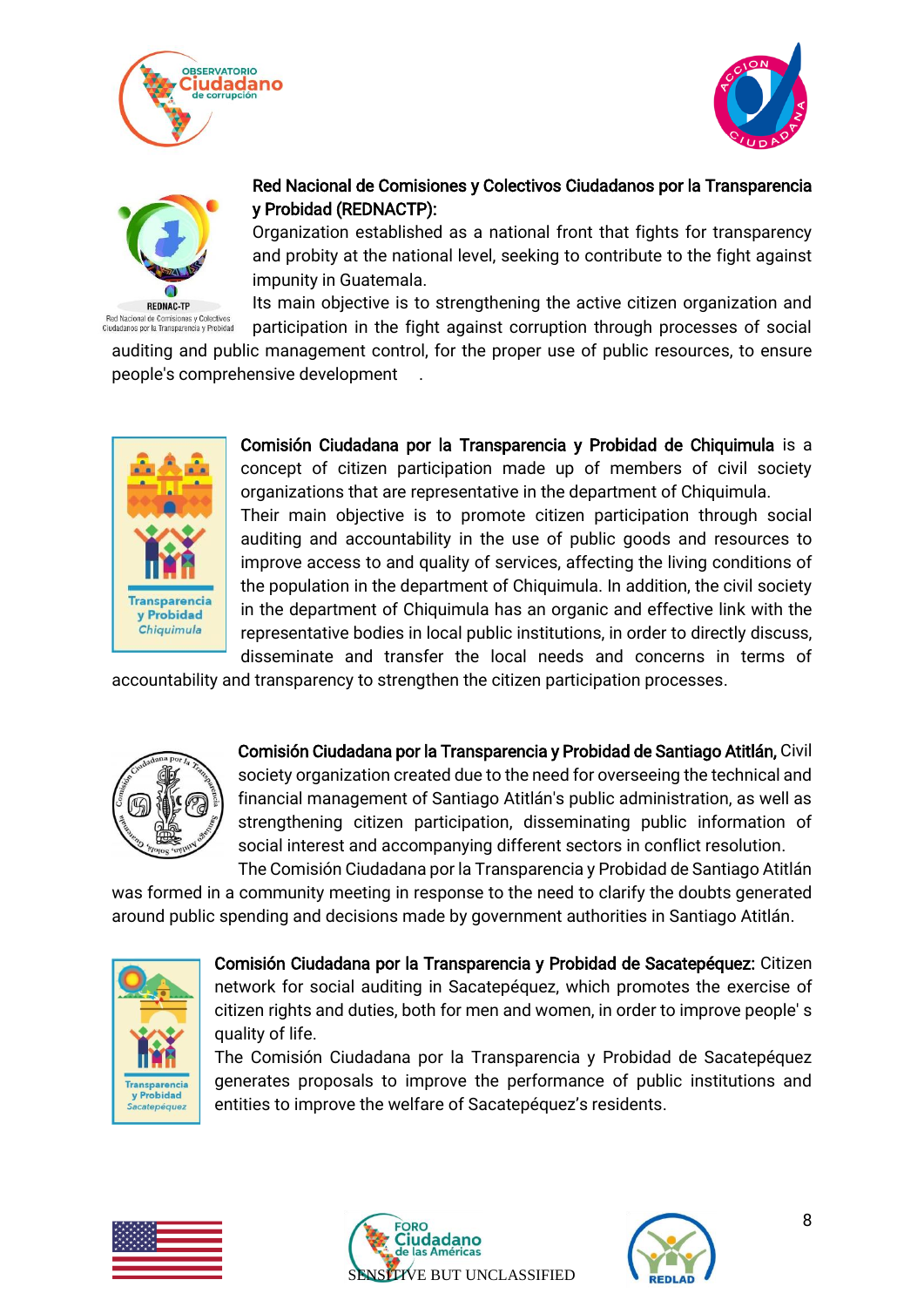**Red Nacional de Comisiones y Colectivos Ciudadanos por la Transparencia y Probidad (REDNACTP):**
Organization established as a national front that fights for transparency and probity at the national level, seeking to contribute to the fight against impunity in Guatemala.
Its main objective is to strengthening the active citizen organization and participation in the fight against corruption through processes of social auditing and public management control, for the proper use of public resources, to ensure people's comprehensive development .

**Comisión Ciudadana por la Transparencia y Probidad de Chiquimula** is a concept of citizen participation made up of members of civil society organizations that are representative in the department of Chiquimula.
Their main objective is to promote citizen participation through social auditing and accountability in the use of public goods and resources to improve access to and quality of services, affecting the living conditions of the population in the department of Chiquimula. In addition, the civil society in the department of Chiquimula has an organic and effective link with the representative bodies in local public institutions, in order to directly discuss, disseminate and transfer the local needs and concerns in terms of accountability and transparency to strengthen the citizen participation processes.

**Comisión Ciudadana por la Transparencia y Probidad de Santiago Atitlán,** Civil society organization created due to the need for overseeing the technical and financial management of Santiago Atitlán's public administration, as well as strengthening citizen participation, disseminating public information of social interest and accompanying different sectors in conflict resolution.
The Comisión Ciudadana por la Transparencia y Probidad de Santiago Atitlán was formed in a community meeting in response to the need to clarify the doubts generated around public spending and decisions made by government authorities in Santiago Atitlán.

**Comisión Ciudadana por la Transparencia y Probidad de Sacatepéquez:** Citizen network for social auditing in Sacatepéquez, which promotes the exercise of citizen rights and duties, both for men and women, in order to improve people' s quality of life.
The Comisión Ciudadana por la Transparencia y Probidad de Sacatepéquez generates proposals to improve the performance of public institutions and entities to improve the welfare of Sacatepéquez's residents.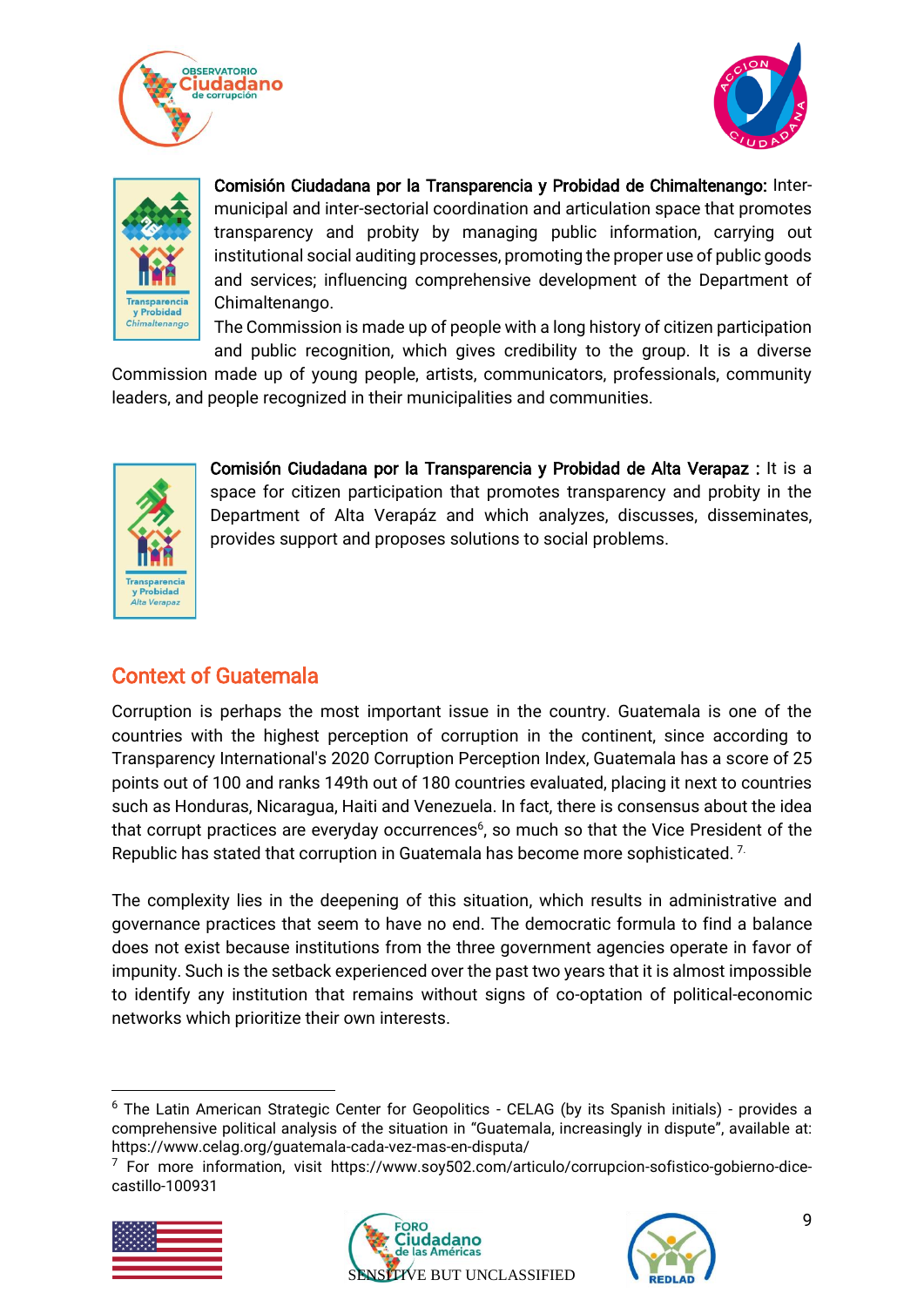**Comisión Ciudadana por la Transparencia y Probidad de Chimaltenango:** Inter-municipal and inter-sectorial coordination and articulation space that promotes transparency and probity by managing public information, carrying out institutional social auditing processes, promoting the proper use of public goods and services; influencing comprehensive development of the Department of Chimaltenango.

The Commission is made up of people with a long history of citizen participation and public recognition, which gives credibility to the group. It is a diverse Commission made up of young people, artists, communicators, professionals, community leaders, and people recognized in their municipalities and communities.

**Comisión Ciudadana por la Transparencia y Probidad de Alta Verapaz :** It is a space for citizen participation that promotes transparency and probity in the Department of Alta Verapáz and which analyzes, discusses, disseminates, provides support and proposes solutions to social problems.

## Context of Guatemala

Corruption is perhaps the most important issue in the country. Guatemala is one of the countries with the highest perception of corruption in the continent, since according to Transparency International's 2020 Corruption Perception Index, Guatemala has a score of 25 points out of 100 and ranks 149th out of 180 countries evaluated, placing it next to countries such as Honduras, Nicaragua, Haiti and Venezuela. In fact, there is consensus about the idea that corrupt practices are everyday occurrences[6], so much so that the Vice President of the Republic has stated that corruption in Guatemala has become more sophisticated. [7.]

The complexity lies in the deepening of this situation, which results in administrative and governance practices that seem to have no end. The democratic formula to find a balance does not exist because institutions from the three government agencies operate in favor of impunity. Such is the setback experienced over the past two years that it is almost impossible to identify any institution that remains without signs of co-optation of political-economic networks which prioritize their own interests.

---

[6] The Latin American Strategic Center for Geopolitics - CELAG (by its Spanish initials) - provides a comprehensive political analysis of the situation in "Guatemala, increasingly in dispute", available at: https://www.celag.org/guatemala-cada-vez-mas-en-disputa/

[7] For more information, visit https://www.soy502.com/articulo/corrupcion-sofistico-gobierno-dice-castillo-100931

SENSITIVE BUT UNCLASSIFIED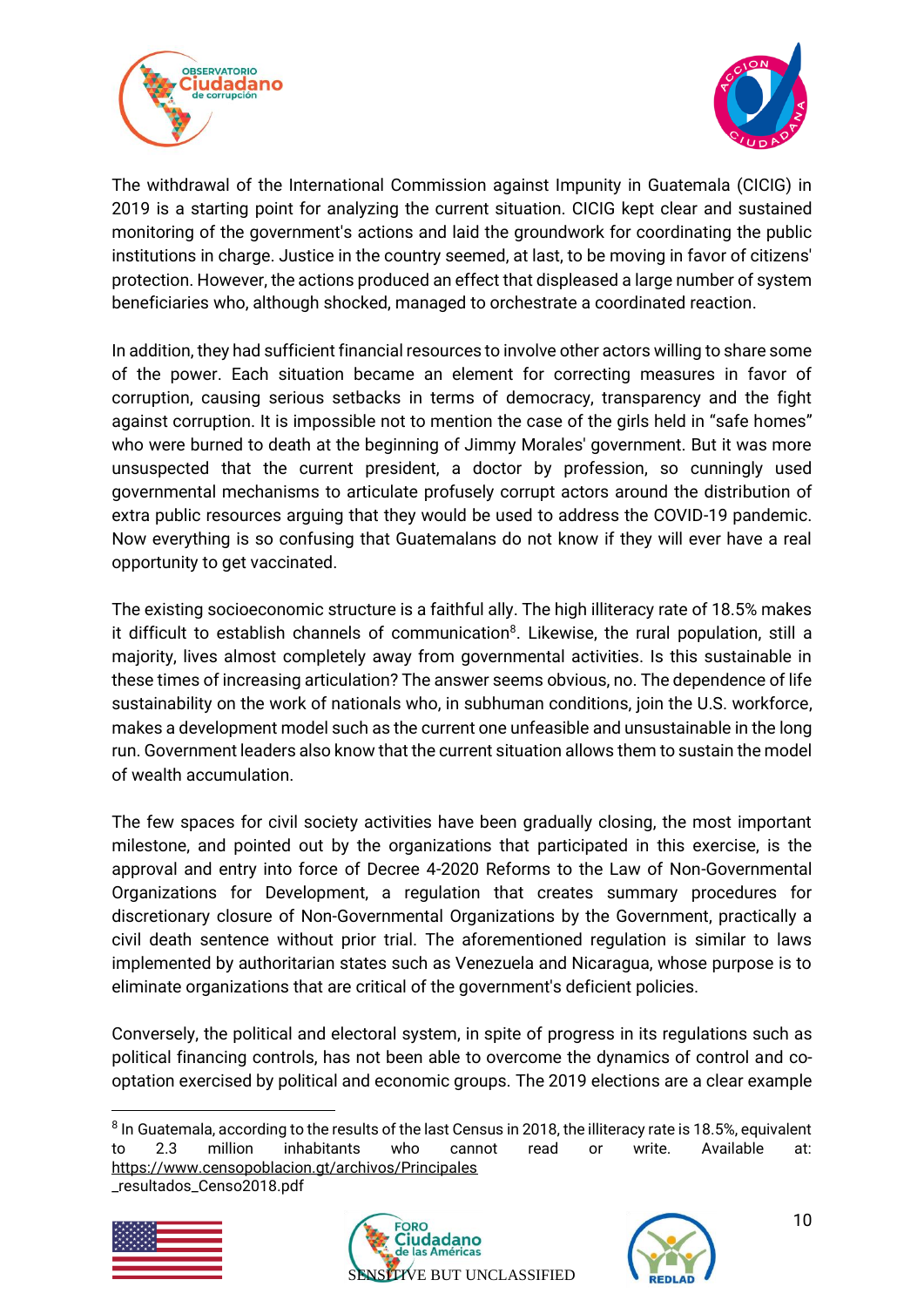The withdrawal of the International Commission against Impunity in Guatemala (CICIG) in 2019 is a starting point for analyzing the current situation. CICIG kept clear and sustained monitoring of the government's actions and laid the groundwork for coordinating the public institutions in charge. Justice in the country seemed, at last, to be moving in favor of citizens' protection. However, the actions produced an effect that displeased a large number of system beneficiaries who, although shocked, managed to orchestrate a coordinated reaction.

In addition, they had sufficient financial resources to involve other actors willing to share some of the power. Each situation became an element for correcting measures in favor of corruption, causing serious setbacks in terms of democracy, transparency and the fight against corruption. It is impossible not to mention the case of the girls held in "safe homes" who were burned to death at the beginning of Jimmy Morales' government. But it was more unsuspected that the current president, a doctor by profession, so cunningly used governmental mechanisms to articulate profusely corrupt actors around the distribution of extra public resources arguing that they would be used to address the COVID-19 pandemic. Now everything is so confusing that Guatemalans do not know if they will ever have a real opportunity to get vaccinated.

The existing socioeconomic structure is a faithful ally. The high illiteracy rate of 18.5% makes it difficult to establish channels of communication[8]. Likewise, the rural population, still a majority, lives almost completely away from governmental activities. Is this sustainable in these times of increasing articulation? The answer seems obvious, no. The dependence of life sustainability on the work of nationals who, in subhuman conditions, join the U.S. workforce, makes a development model such as the current one unfeasible and unsustainable in the long run. Government leaders also know that the current situation allows them to sustain the model of wealth accumulation.

The few spaces for civil society activities have been gradually closing, the most important milestone, and pointed out by the organizations that participated in this exercise, is the approval and entry into force of Decree 4-2020 Reforms to the Law of Non-Governmental Organizations for Development, a regulation that creates summary procedures for discretionary closure of Non-Governmental Organizations by the Government, practically a civil death sentence without prior trial. The aforementioned regulation is similar to laws implemented by authoritarian states such as Venezuela and Nicaragua, whose purpose is to eliminate organizations that are critical of the government's deficient policies.

Conversely, the political and electoral system, in spite of progress in its regulations such as political financing controls, has not been able to overcome the dynamics of control and co-optation exercised by political and economic groups. The 2019 elections are a clear example

---

[8] In Guatemala, according to the results of the last Census in 2018, the illiteracy rate is 18.5%, equivalent to 2.3 million inhabitants who cannot read or write. Available at: https://www.censopoblacion.gt/archivos/Principales _resultados_Censo2018.pdf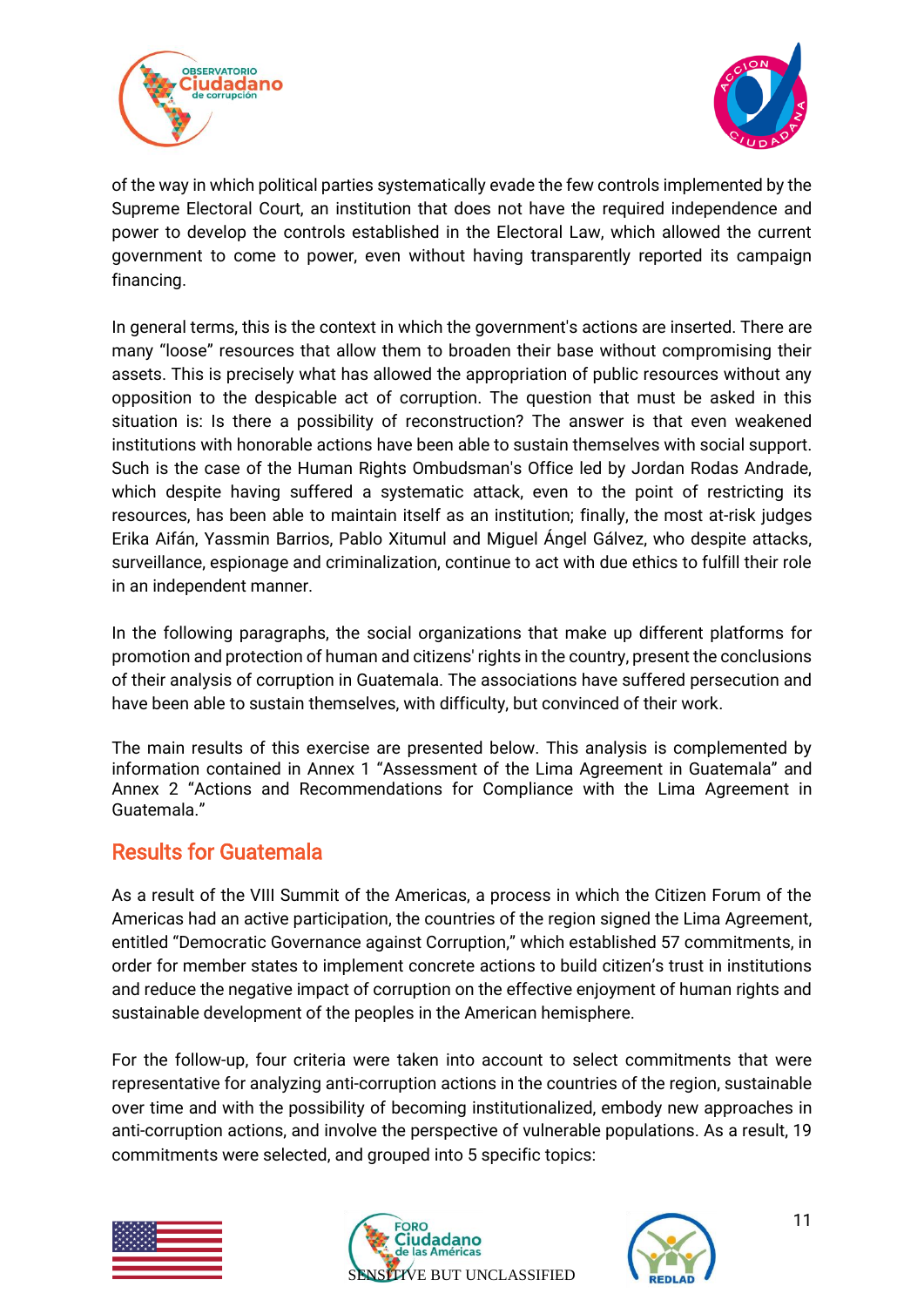of the way in which political parties systematically evade the few controls implemented by the Supreme Electoral Court, an institution that does not have the required independence and power to develop the controls established in the Electoral Law, which allowed the current government to come to power, even without having transparently reported its campaign financing.

In general terms, this is the context in which the government's actions are inserted. There are many "loose" resources that allow them to broaden their base without compromising their assets. This is precisely what has allowed the appropriation of public resources without any opposition to the despicable act of corruption. The question that must be asked in this situation is: Is there a possibility of reconstruction? The answer is that even weakened institutions with honorable actions have been able to sustain themselves with social support. Such is the case of the Human Rights Ombudsman's Office led by Jordan Rodas Andrade, which despite having suffered a systematic attack, even to the point of restricting its resources, has been able to maintain itself as an institution; finally, the most at-risk judges Erika Aifán, Yassmin Barrios, Pablo Xitumul and Miguel Ángel Gálvez, who despite attacks, surveillance, espionage and criminalization, continue to act with due ethics to fulfill their role in an independent manner.

In the following paragraphs, the social organizations that make up different platforms for promotion and protection of human and citizens' rights in the country, present the conclusions of their analysis of corruption in Guatemala. The associations have suffered persecution and have been able to sustain themselves, with difficulty, but convinced of their work.

The main results of this exercise are presented below. This analysis is complemented by information contained in Annex 1 "Assessment of the Lima Agreement in Guatemala" and Annex 2 "Actions and Recommendations for Compliance with the Lima Agreement in Guatemala."

## Results for Guatemala

As a result of the VIII Summit of the Americas, a process in which the Citizen Forum of the Americas had an active participation, the countries of the region signed the Lima Agreement, entitled "Democratic Governance against Corruption," which established 57 commitments, in order for member states to implement concrete actions to build citizen's trust in institutions and reduce the negative impact of corruption on the effective enjoyment of human rights and sustainable development of the peoples in the American hemisphere.

For the follow-up, four criteria were taken into account to select commitments that were representative for analyzing anti-corruption actions in the countries of the region, sustainable over time and with the possibility of becoming institutionalized, embody new approaches in anti-corruption actions, and involve the perspective of vulnerable populations. As a result, 19 commitments were selected, and grouped into 5 specific topics: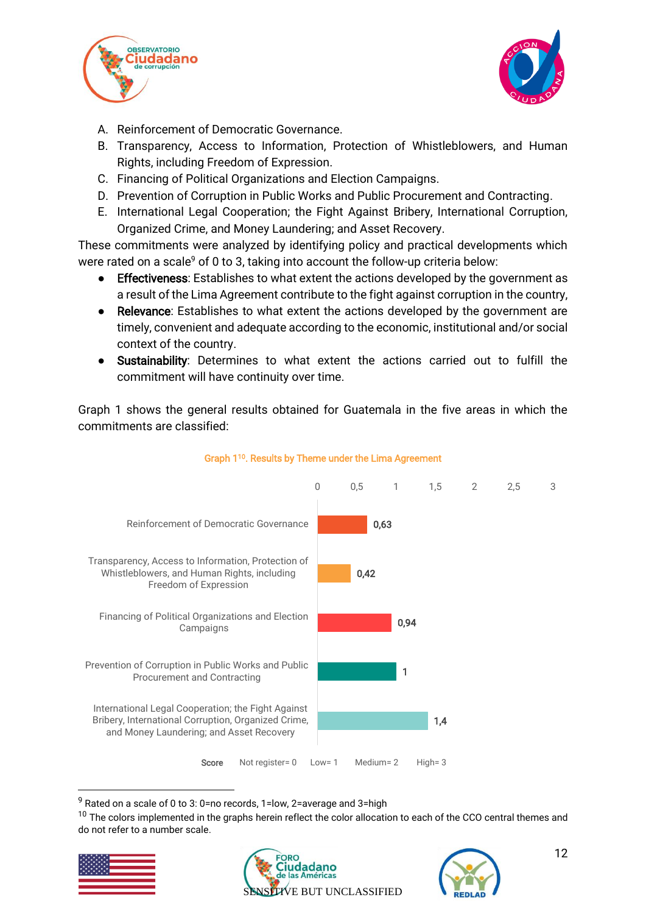A. Reinforcement of Democratic Governance.
B. Transparency, Access to Information, Protection of Whistleblowers, and Human Rights, including Freedom of Expression.
C. Financing of Political Organizations and Election Campaigns.
D. Prevention of Corruption in Public Works and Public Procurement and Contracting.
E. International Legal Cooperation; the Fight Against Bribery, International Corruption, Organized Crime, and Money Laundering; and Asset Recovery.

These commitments were analyzed by identifying policy and practical developments which were rated on a scale[9] of 0 to 3, taking into account the follow-up criteria below:

- **Effectiveness**: Establishes to what extent the actions developed by the government as a result of the Lima Agreement contribute to the fight against corruption in the country,
- **Relevance**: Establishes to what extent the actions developed by the government are timely, convenient and adequate according to the economic, institutional and/or social context of the country.
- **Sustainability**: Determines to what extent the actions carried out to fulfill the commitment will have continuity over time.

Graph 1 shows the general results obtained for Guatemala in the five areas in which the commitments are classified:

Graph 1[10]. Results by Theme under the Lima Agreement

| Theme | Score |
|---|---|
| Reinforcement of Democratic Governance | 0,63 |
| Transparency, Access to Information, Protection of Whistleblowers, and Human Rights, including Freedom of Expression | 0,42 |
| Financing of Political Organizations and Election Campaigns | 0,94 |
| Prevention of Corruption in Public Works and Public Procurement and Contracting | 1 |
| International Legal Cooperation; the Fight Against Bribery, International Corruption, Organized Crime, and Money Laundering; and Asset Recovery | 1,4 |

Score: Not register= 0 Low= 1 Medium= 2 High= 3

[9] Rated on a scale of 0 to 3: 0=no records, 1=low, 2=average and 3=high

[10] The colors implemented in the graphs herein reflect the color allocation to each of the CCO central themes and do not refer to a number scale.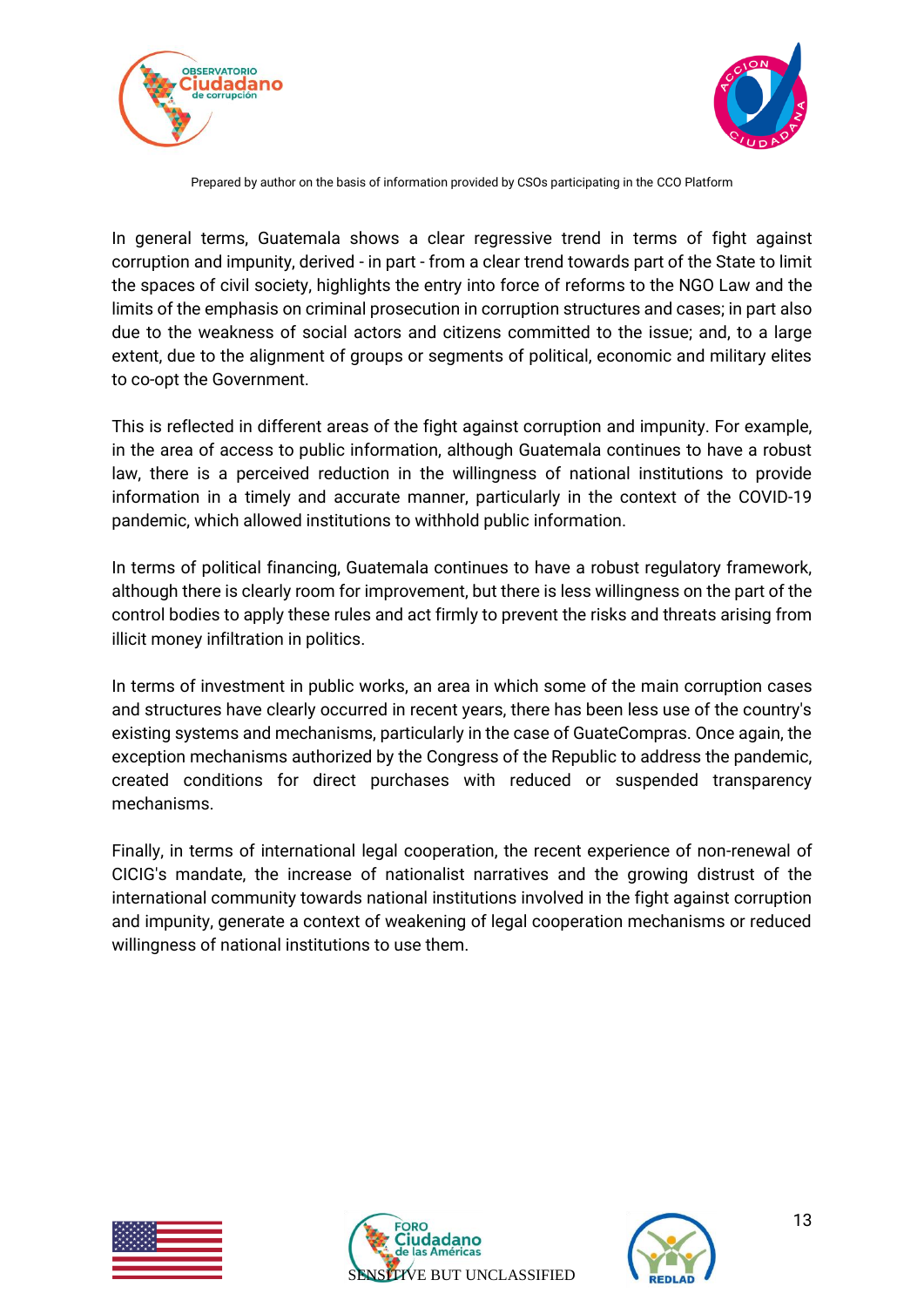Prepared by author on the basis of information provided by CSOs participating in the CCO Platform

In general terms, Guatemala shows a clear regressive trend in terms of fight against corruption and impunity, derived - in part - from a clear trend towards part of the State to limit the spaces of civil society, highlights the entry into force of reforms to the NGO Law and the limits of the emphasis on criminal prosecution in corruption structures and cases; in part also due to the weakness of social actors and citizens committed to the issue; and, to a large extent, due to the alignment of groups or segments of political, economic and military elites to co-opt the Government.

This is reflected in different areas of the fight against corruption and impunity. For example, in the area of access to public information, although Guatemala continues to have a robust law, there is a perceived reduction in the willingness of national institutions to provide information in a timely and accurate manner, particularly in the context of the COVID-19 pandemic, which allowed institutions to withhold public information.

In terms of political financing, Guatemala continues to have a robust regulatory framework, although there is clearly room for improvement, but there is less willingness on the part of the control bodies to apply these rules and act firmly to prevent the risks and threats arising from illicit money infiltration in politics.

In terms of investment in public works, an area in which some of the main corruption cases and structures have clearly occurred in recent years, there has been less use of the country's existing systems and mechanisms, particularly in the case of GuateCompras. Once again, the exception mechanisms authorized by the Congress of the Republic to address the pandemic, created conditions for direct purchases with reduced or suspended transparency mechanisms.

Finally, in terms of international legal cooperation, the recent experience of non-renewal of CICIG's mandate, the increase of nationalist narratives and the growing distrust of the international community towards national institutions involved in the fight against corruption and impunity, generate a context of weakening of legal cooperation mechanisms or reduced willingness of national institutions to use them.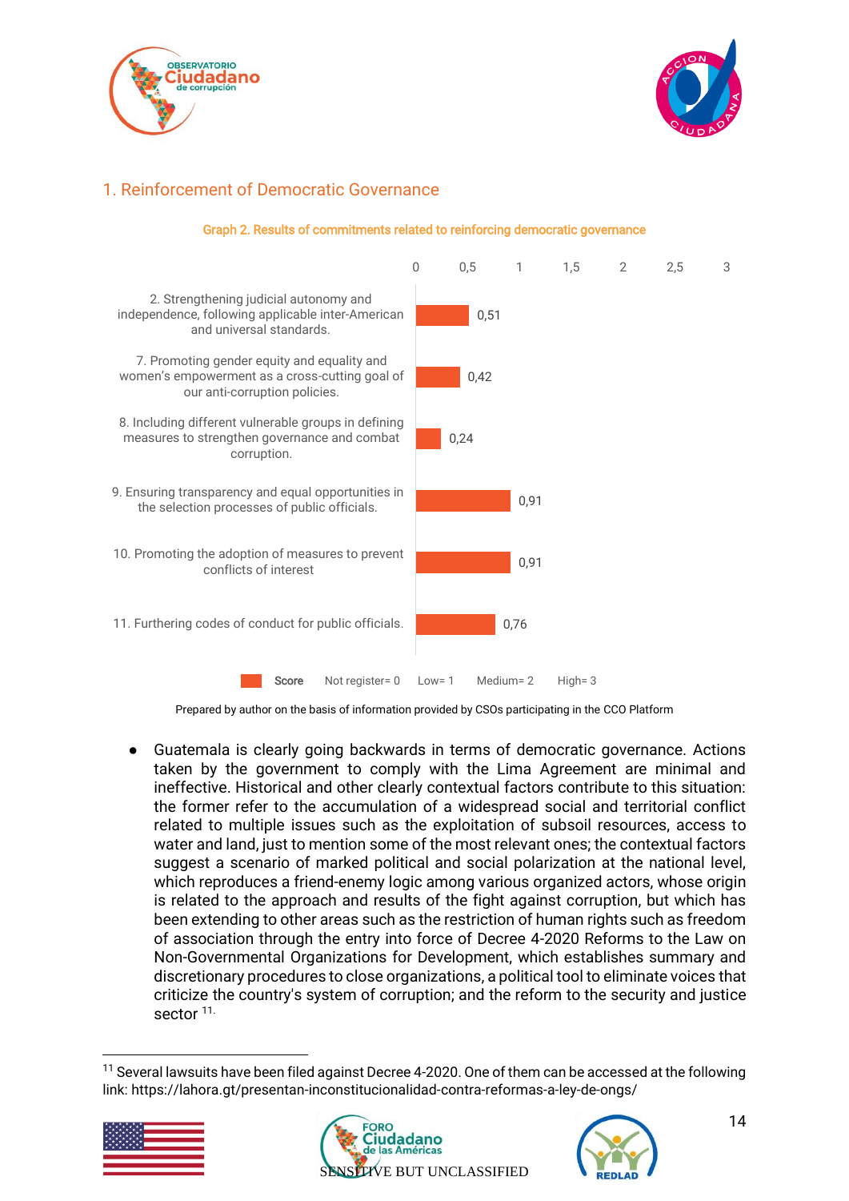## 1. Reinforcement of Democratic Governance

Graph 2. Results of commitments related to reinforcing democratic governance

| Commitment | Score |
| --- | --- |
| 2. Strengthening judicial autonomy and independence, following applicable inter-American and universal standards. | 0,51 |
| 7. Promoting gender equity and equality and women's empowerment as a cross-cutting goal of our anti-corruption policies. | 0,42 |
| 8. Including different vulnerable groups in defining measures to strengthen governance and combat corruption. | 0,24 |
| 9. Ensuring transparency and equal opportunities in the selection processes of public officials. | 0,91 |
| 10. Promoting the adoption of measures to prevent conflicts of interest | 0,91 |
| 11. Furthering codes of conduct for public officials. | 0,76 |

Score   Not register= 0   Low= 1   Medium= 2   High= 3

Prepared by author on the basis of information provided by CSOs participating in the CCO Platform

- Guatemala is clearly going backwards in terms of democratic governance. Actions taken by the government to comply with the Lima Agreement are minimal and ineffective. Historical and other clearly contextual factors contribute to this situation: the former refer to the accumulation of a widespread social and territorial conflict related to multiple issues such as the exploitation of subsoil resources, access to water and land, just to mention some of the most relevant ones; the contextual factors suggest a scenario of marked political and social polarization at the national level, which reproduces a friend-enemy logic among various organized actors, whose origin is related to the approach and results of the fight against corruption, but which has been extending to other areas such as the restriction of human rights such as freedom of association through the entry into force of Decree 4-2020 Reforms to the Law on Non-Governmental Organizations for Development, which establishes summary and discretionary procedures to close organizations, a political tool to eliminate voices that criticize the country's system of corruption; and the reform to the security and justice sector [11].

[11] Several lawsuits have been filed against Decree 4-2020. One of them can be accessed at the following link: https://lahora.gt/presentan-inconstitucionalidad-contra-reformas-a-ley-de-ongs/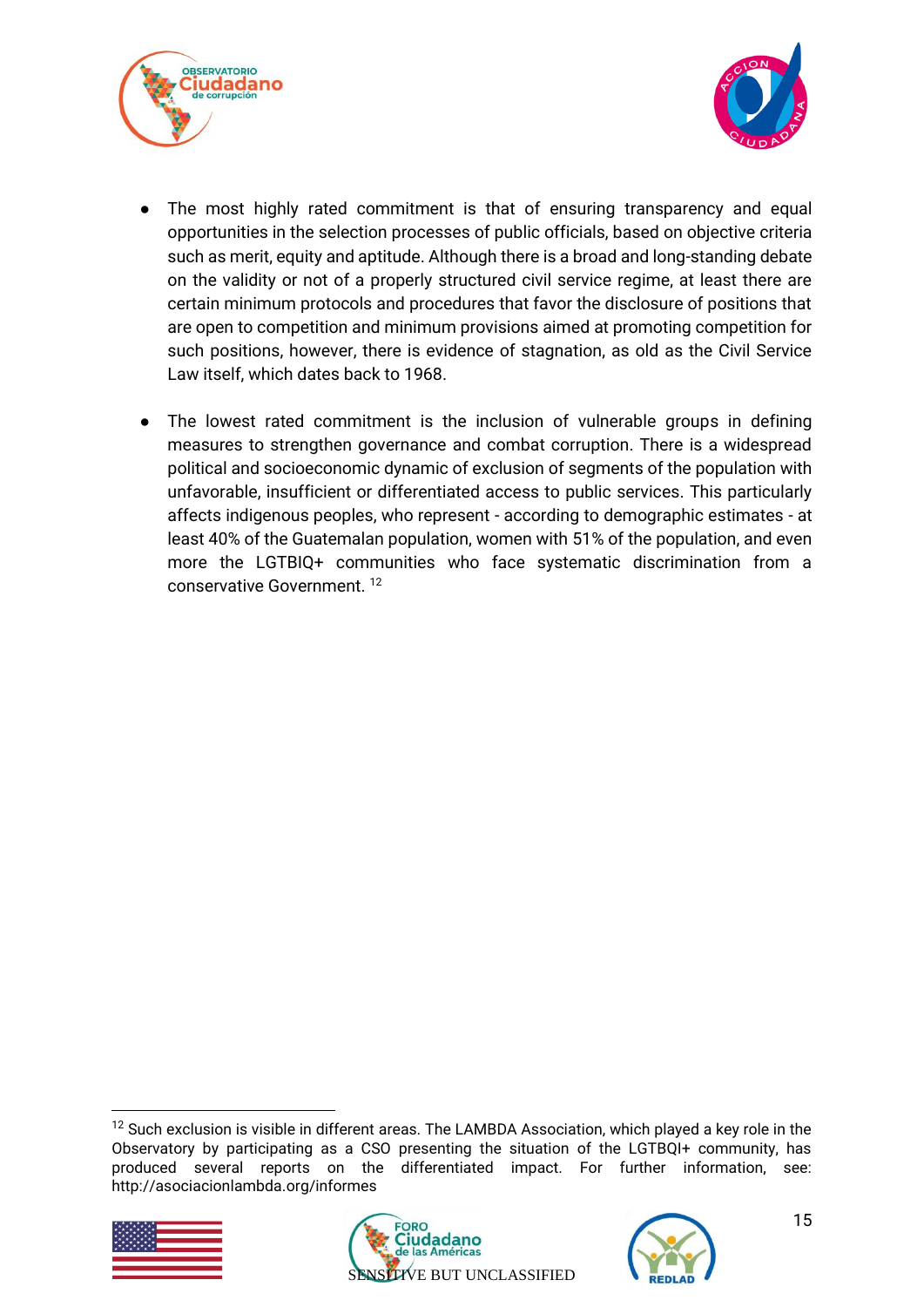- The most highly rated commitment is that of ensuring transparency and equal opportunities in the selection processes of public officials, based on objective criteria such as merit, equity and aptitude. Although there is a broad and long-standing debate on the validity or not of a properly structured civil service regime, at least there are certain minimum protocols and procedures that favor the disclosure of positions that are open to competition and minimum provisions aimed at promoting competition for such positions, however, there is evidence of stagnation, as old as the Civil Service Law itself, which dates back to 1968.

- The lowest rated commitment is the inclusion of vulnerable groups in defining measures to strengthen governance and combat corruption. There is a widespread political and socioeconomic dynamic of exclusion of segments of the population with unfavorable, insufficient or differentiated access to public services. This particularly affects indigenous peoples, who represent - according to demographic estimates - at least 40% of the Guatemalan population, women with 51% of the population, and even more the LGTBIQ+ communities who face systematic discrimination from a conservative Government. [12]

[12] Such exclusion is visible in different areas. The LAMBDA Association, which played a key role in the Observatory by participating as a CSO presenting the situation of the LGTBQI+ community, has produced several reports on the differentiated impact. For further information, see: http://asociacionlambda.org/informes

SENSITIVE BUT UNCLASSIFIED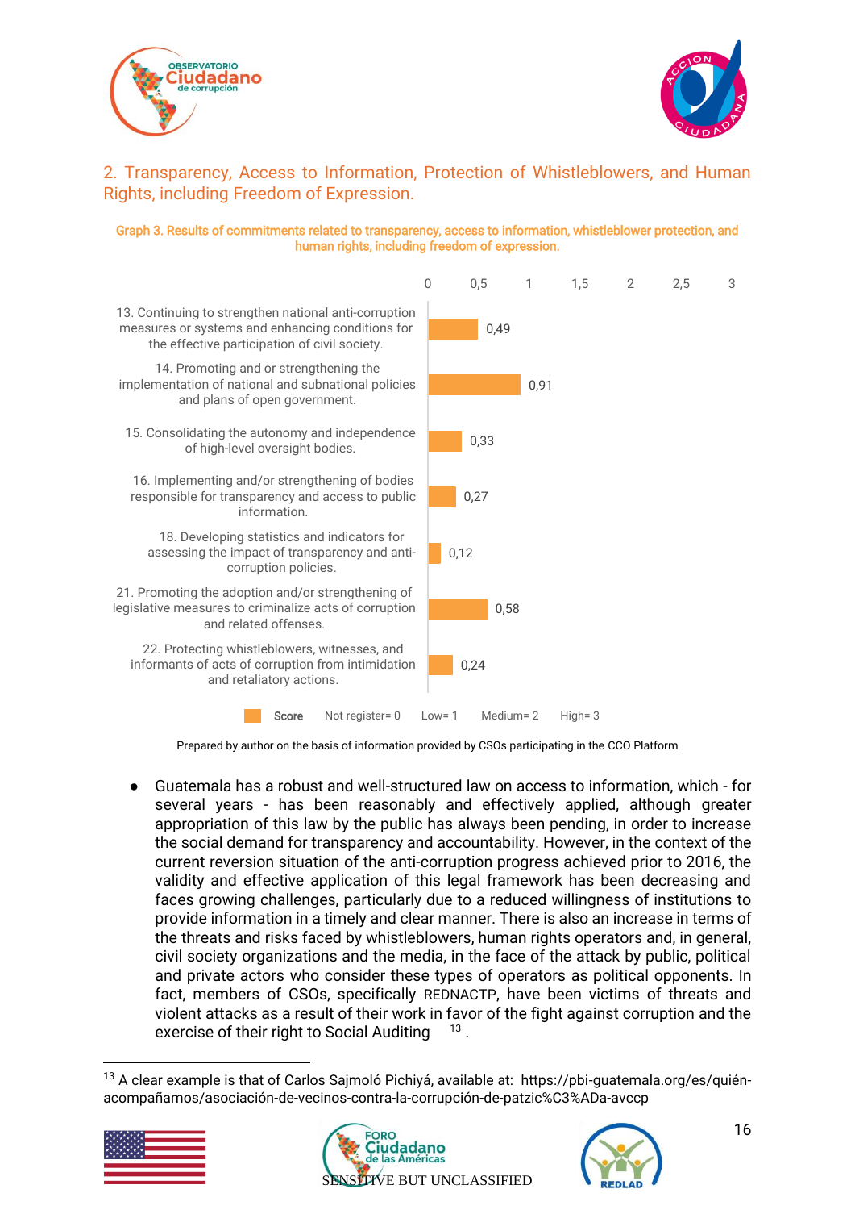## 2. Transparency, Access to Information, Protection of Whistleblowers, and Human Rights, including Freedom of Expression.

**Graph 3. Results of commitments related to transparency, access to information, whistleblower protection, and human rights, including freedom of expression.**

| Commitment | Score |
|---|---|
| 13. Continuing to strengthen national anti-corruption measures or systems and enhancing conditions for the effective participation of civil society. | 0,49 |
| 14. Promoting and or strengthening the implementation of national and subnational policies and plans of open government. | 0,91 |
| 15. Consolidating the autonomy and independence of high-level oversight bodies. | 0,33 |
| 16. Implementing and/or strengthening of bodies responsible for transparency and access to public information. | 0,27 |
| 18. Developing statistics and indicators for assessing the impact of transparency and anti-corruption policies. | 0,12 |
| 21. Promoting the adoption and/or strengthening of legislative measures to criminalize acts of corruption and related offenses. | 0,58 |
| 22. Protecting whistleblowers, witnesses, and informants of acts of corruption from intimidation and retaliatory actions. | 0,24 |

Score: Not register= 0 Low= 1 Medium= 2 High= 3

Prepared by author on the basis of information provided by CSOs participating in the CCO Platform

- Guatemala has a robust and well-structured law on access to information, which - for several years - has been reasonably and effectively applied, although greater appropriation of this law by the public has always been pending, in order to increase the social demand for transparency and accountability. However, in the context of the current reversion situation of the anti-corruption progress achieved prior to 2016, the validity and effective application of this legal framework has been decreasing and faces growing challenges, particularly due to a reduced willingness of institutions to provide information in a timely and clear manner. There is also an increase in terms of the threats and risks faced by whistleblowers, human rights operators and, in general, civil society organizations and the media, in the face of the attack by public, political and private actors who consider these types of operators as political opponents. In fact, members of CSOs, specifically REDNACTP, have been victims of threats and violent attacks as a result of their work in favor of the fight against corruption and the exercise of their right to Social Auditing [13].

[13] A clear example is that of Carlos Sajmoló Pichiyá, available at: https://pbi-guatemala.org/es/quién-acompañamos/asociación-de-vecinos-contra-la-corrupción-de-patzic%C3%ADa-avccp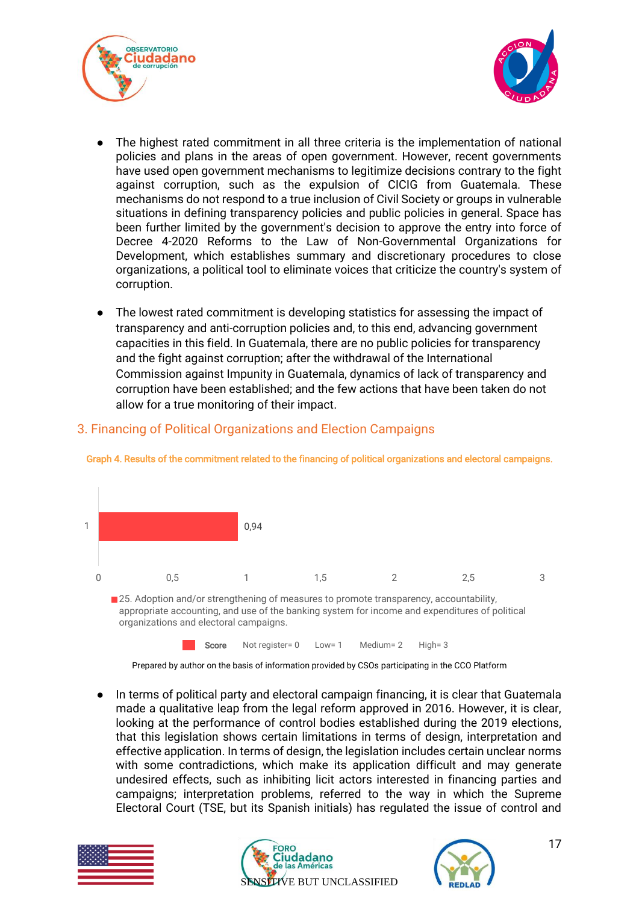- The highest rated commitment in all three criteria is the implementation of national policies and plans in the areas of open government. However, recent governments have used open government mechanisms to legitimize decisions contrary to the fight against corruption, such as the expulsion of CICIG from Guatemala. These mechanisms do not respond to a true inclusion of Civil Society or groups in vulnerable situations in defining transparency policies and public policies in general. Space has been further limited by the government's decision to approve the entry into force of Decree 4-2020 Reforms to the Law of Non-Governmental Organizations for Development, which establishes summary and discretionary procedures to close organizations, a political tool to eliminate voices that criticize the country's system of corruption.

- The lowest rated commitment is developing statistics for assessing the impact of transparency and anti-corruption policies and, to this end, advancing government capacities in this field. In Guatemala, there are no public policies for transparency and the fight against corruption; after the withdrawal of the International Commission against Impunity in Guatemala, dynamics of lack of transparency and corruption have been established; and the few actions that have been taken do not allow for a true monitoring of their impact.

## 3. Financing of Political Organizations and Election Campaigns

Graph 4. Results of the commitment related to the financing of political organizations and electoral campaigns.

| Commitment | Score |
| --- | --- |
| 25. Adoption and/or strengthening of measures to promote transparency, accountability, appropriate accounting, and use of the banking system for income and expenditures of political organizations and electoral campaigns. | 0,94 |

Score: Not register= 0, Low= 1, Medium= 2, High= 3

Prepared by author on the basis of information provided by CSOs participating in the CCO Platform

- In terms of political party and electoral campaign financing, it is clear that Guatemala made a qualitative leap from the legal reform approved in 2016. However, it is clear, looking at the performance of control bodies established during the 2019 elections, that this legislation shows certain limitations in terms of design, interpretation and effective application. In terms of design, the legislation includes certain unclear norms with some contradictions, which make its application difficult and may generate undesired effects, such as inhibiting licit actors interested in financing parties and campaigns; interpretation problems, referred to the way in which the Supreme Electoral Court (TSE, but its Spanish initials) has regulated the issue of control and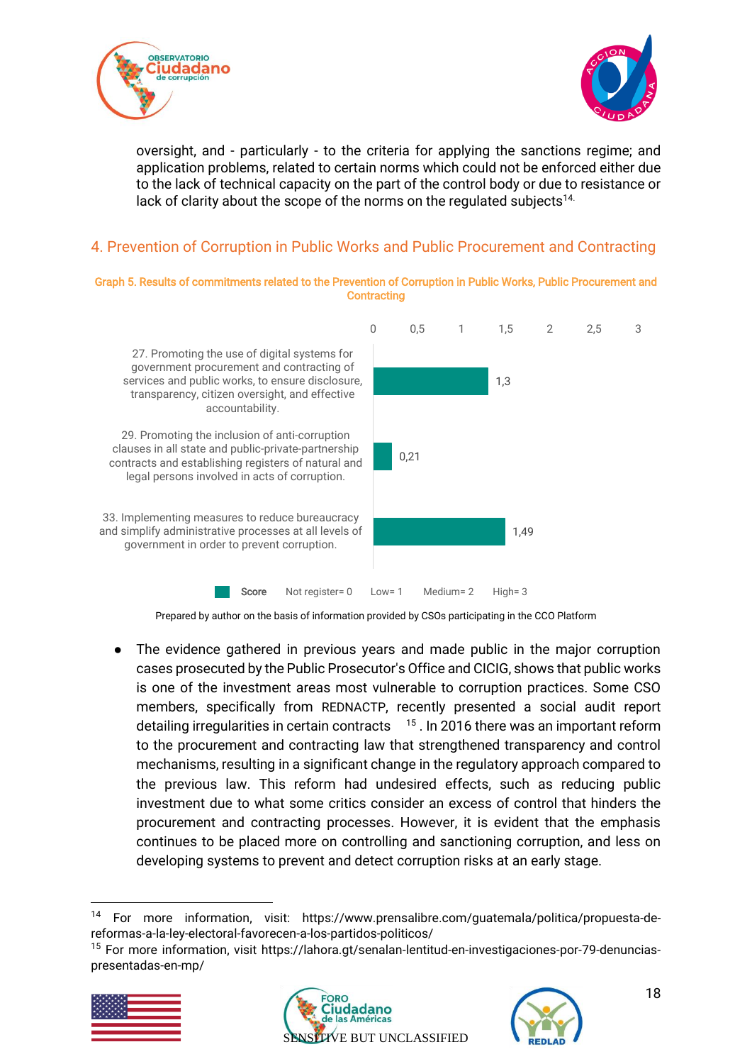oversight, and - particularly - to the criteria for applying the sanctions regime; and application problems, related to certain norms which could not be enforced either due to the lack of technical capacity on the part of the control body or due to resistance or lack of clarity about the scope of the norms on the regulated subjects[14].

## 4. Prevention of Corruption in Public Works and Public Procurement and Contracting

**Graph 5. Results of commitments related to the Prevention of Corruption in Public Works, Public Procurement and Contracting**

| Commitment | Score |
|---|---|
| 27. Promoting the use of digital systems for government procurement and contracting of services and public works, to ensure disclosure, transparency, citizen oversight, and effective accountability. | 1,3 |
| 29. Promoting the inclusion of anti-corruption clauses in all state and public-private-partnership contracts and establishing registers of natural and legal persons involved in acts of corruption. | 0,21 |
| 33. Implementing measures to reduce bureaucracy and simplify administrative processes at all levels of government in order to prevent corruption. | 1,49 |

Score: Not register= 0 Low= 1 Medium= 2 High= 3

Prepared by author on the basis of information provided by CSOs participating in the CCO Platform

- The evidence gathered in previous years and made public in the major corruption cases prosecuted by the Public Prosecutor's Office and CICIG, shows that public works is one of the investment areas most vulnerable to corruption practices. Some CSO members, specifically from REDNACTP, recently presented a social audit report detailing irregularities in certain contracts [15]. In 2016 there was an important reform to the procurement and contracting law that strengthened transparency and control mechanisms, resulting in a significant change in the regulatory approach compared to the previous law. This reform had undesired effects, such as reducing public investment due to what some critics consider an excess of control that hinders the procurement and contracting processes. However, it is evident that the emphasis continues to be placed more on controlling and sanctioning corruption, and less on developing systems to prevent and detect corruption risks at an early stage.

---

[14] For more information, visit: https://www.prensalibre.com/guatemala/politica/propuesta-de-reformas-a-la-ley-electoral-favorecen-a-los-partidos-politicos/

[15] For more information, visit https://lahora.gt/senalan-lentitud-en-investigaciones-por-79-denuncias-presentadas-en-mp/

SENSITIVE BUT UNCLASSIFIED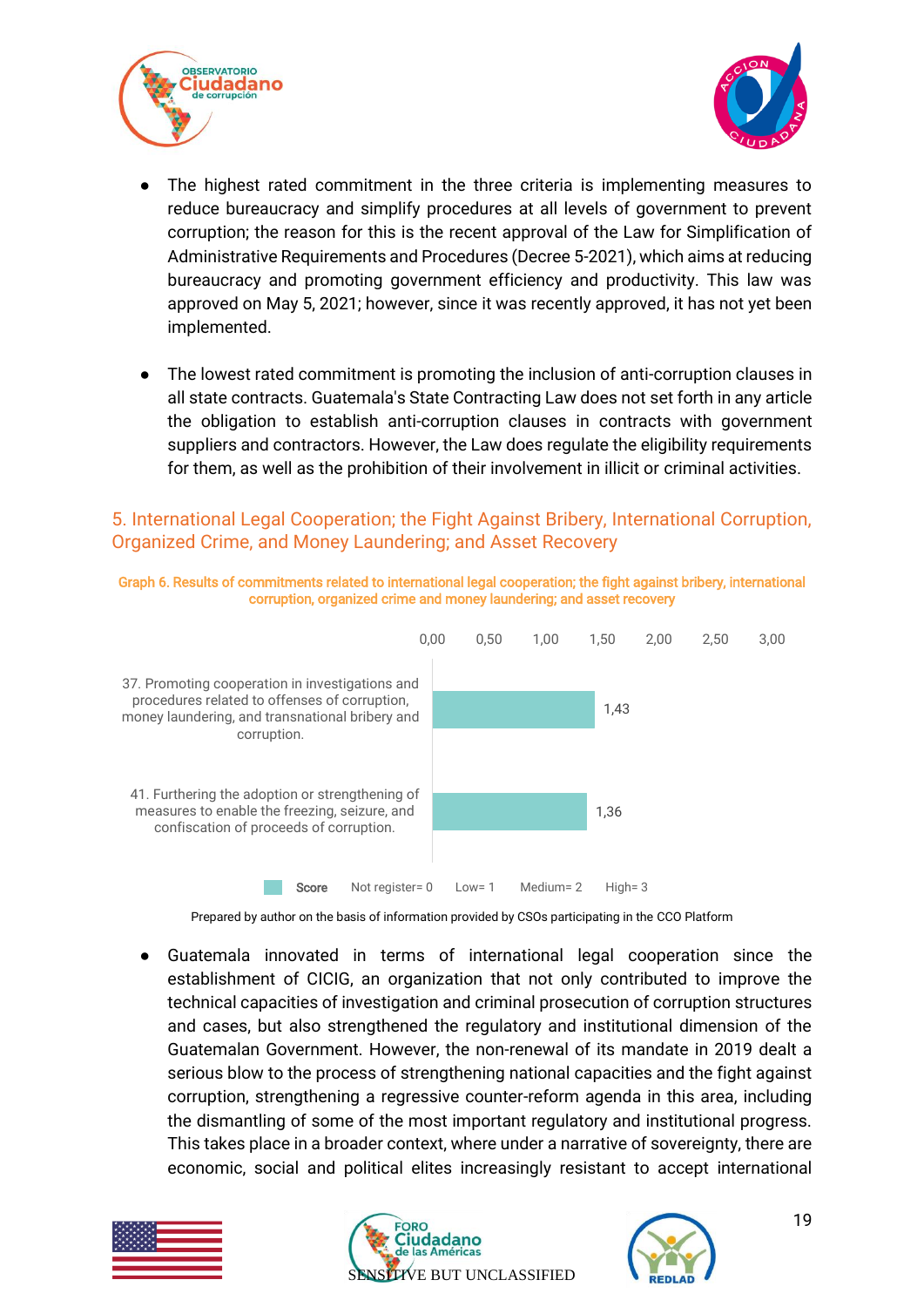- The highest rated commitment in the three criteria is implementing measures to reduce bureaucracy and simplify procedures at all levels of government to prevent corruption; the reason for this is the recent approval of the Law for Simplification of Administrative Requirements and Procedures (Decree 5-2021), which aims at reducing bureaucracy and promoting government efficiency and productivity. This law was approved on May 5, 2021; however, since it was recently approved, it has not yet been implemented.

- The lowest rated commitment is promoting the inclusion of anti-corruption clauses in all state contracts. Guatemala's State Contracting Law does not set forth in any article the obligation to establish anti-corruption clauses in contracts with government suppliers and contractors. However, the Law does regulate the eligibility requirements for them, as well as the prohibition of their involvement in illicit or criminal activities.

## 5. International Legal Cooperation; the Fight Against Bribery, International Corruption, Organized Crime, and Money Laundering; and Asset Recovery

**Graph 6. Results of commitments related to international legal cooperation; the fight against bribery, international corruption, organized crime and money laundering; and asset recovery**

| Commitment | Score |
|---|---|
| 37. Promoting cooperation in investigations and procedures related to offenses of corruption, money laundering, and transnational bribery and corruption. | 1,43 |
| 41. Furthering the adoption or strengthening of measures to enable the freezing, seizure, and confiscation of proceeds of corruption. | 1,36 |

Score: Not register= 0, Low= 1, Medium= 2, High= 3

Prepared by author on the basis of information provided by CSOs participating in the CCO Platform

- Guatemala innovated in terms of international legal cooperation since the establishment of CICIG, an organization that not only contributed to improve the technical capacities of investigation and criminal prosecution of corruption structures and cases, but also strengthened the regulatory and institutional dimension of the Guatemalan Government. However, the non-renewal of its mandate in 2019 dealt a serious blow to the process of strengthening national capacities and the fight against corruption, strengthening a regressive counter-reform agenda in this area, including the dismantling of some of the most important regulatory and institutional progress. This takes place in a broader context, where under a narrative of sovereignty, there are economic, social and political elites increasingly resistant to accept international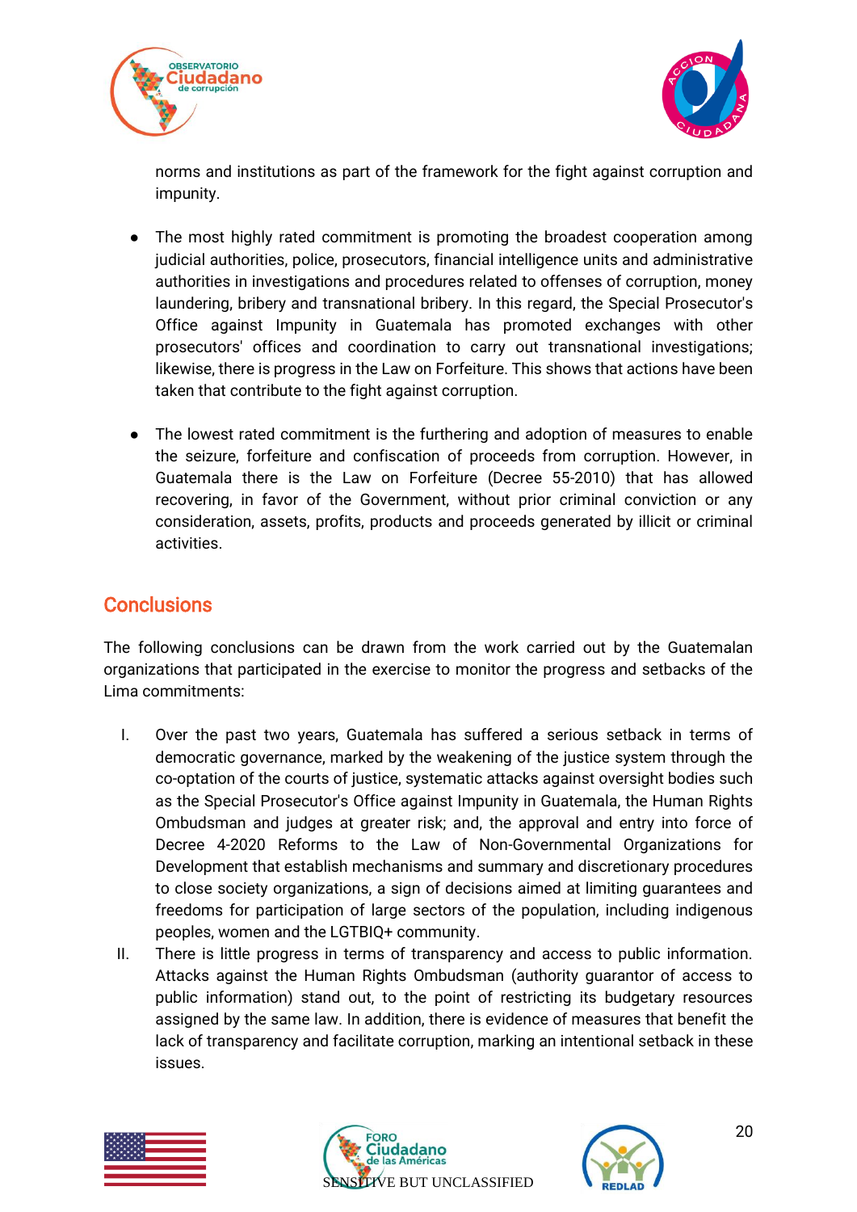norms and institutions as part of the framework for the fight against corruption and impunity.

- The most highly rated commitment is promoting the broadest cooperation among judicial authorities, police, prosecutors, financial intelligence units and administrative authorities in investigations and procedures related to offenses of corruption, money laundering, bribery and transnational bribery. In this regard, the Special Prosecutor's Office against Impunity in Guatemala has promoted exchanges with other prosecutors' offices and coordination to carry out transnational investigations; likewise, there is progress in the Law on Forfeiture. This shows that actions have been taken that contribute to the fight against corruption.

- The lowest rated commitment is the furthering and adoption of measures to enable the seizure, forfeiture and confiscation of proceeds from corruption. However, in Guatemala there is the Law on Forfeiture (Decree 55-2010) that has allowed recovering, in favor of the Government, without prior criminal conviction or any consideration, assets, profits, products and proceeds generated by illicit or criminal activities.

## Conclusions

The following conclusions can be drawn from the work carried out by the Guatemalan organizations that participated in the exercise to monitor the progress and setbacks of the Lima commitments:

I. Over the past two years, Guatemala has suffered a serious setback in terms of democratic governance, marked by the weakening of the justice system through the co-optation of the courts of justice, systematic attacks against oversight bodies such as the Special Prosecutor's Office against Impunity in Guatemala, the Human Rights Ombudsman and judges at greater risk; and, the approval and entry into force of Decree 4-2020 Reforms to the Law of Non-Governmental Organizations for Development that establish mechanisms and summary and discretionary procedures to close society organizations, a sign of decisions aimed at limiting guarantees and freedoms for participation of large sectors of the population, including indigenous peoples, women and the LGTBIQ+ community.

II. There is little progress in terms of transparency and access to public information. Attacks against the Human Rights Ombudsman (authority guarantor of access to public information) stand out, to the point of restricting its budgetary resources assigned by the same law. In addition, there is evidence of measures that benefit the lack of transparency and facilitate corruption, marking an intentional setback in these issues.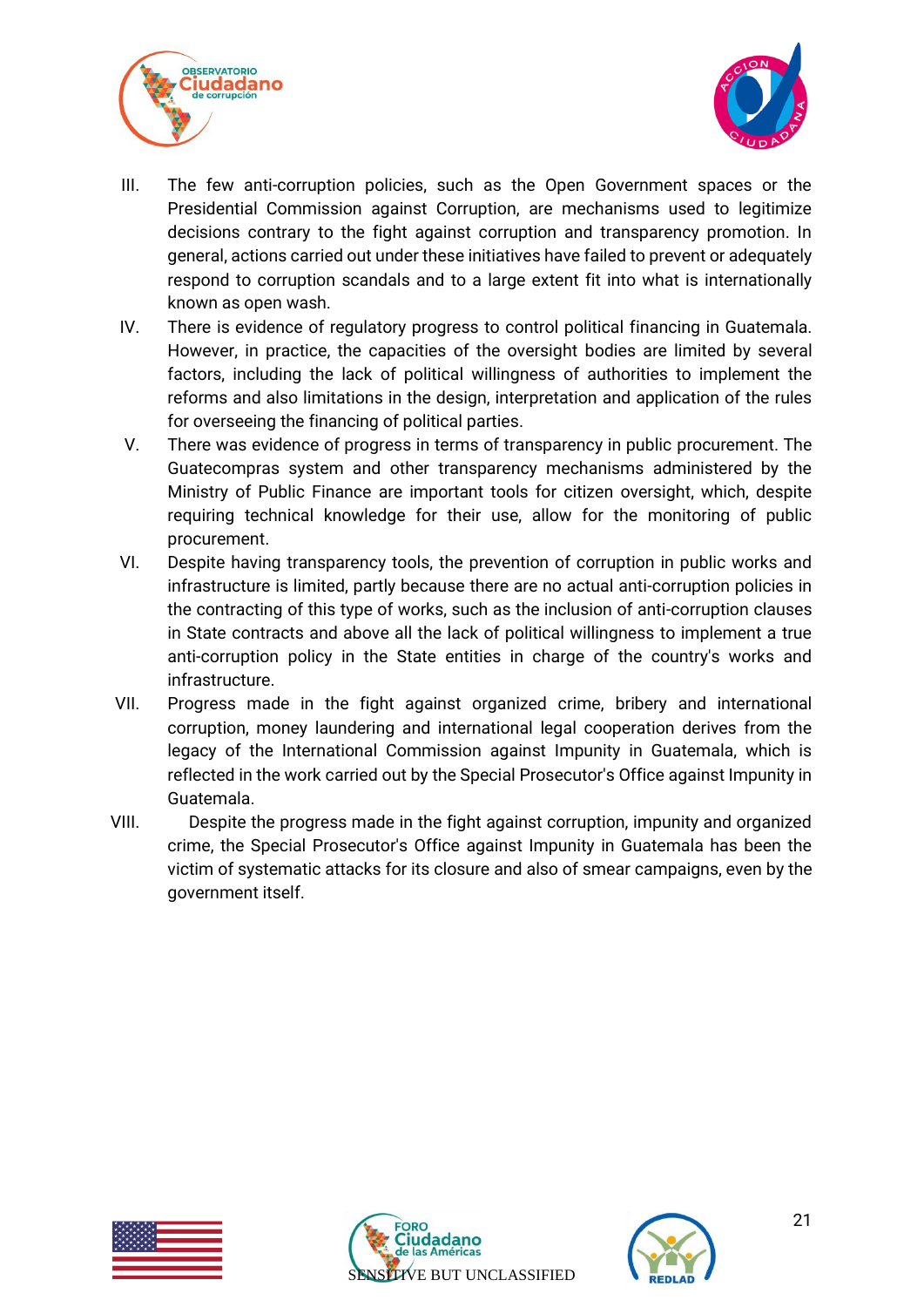III. The few anti-corruption policies, such as the Open Government spaces or the Presidential Commission against Corruption, are mechanisms used to legitimize decisions contrary to the fight against corruption and transparency promotion. In general, actions carried out under these initiatives have failed to prevent or adequately respond to corruption scandals and to a large extent fit into what is internationally known as open wash.

IV. There is evidence of regulatory progress to control political financing in Guatemala. However, in practice, the capacities of the oversight bodies are limited by several factors, including the lack of political willingness of authorities to implement the reforms and also limitations in the design, interpretation and application of the rules for overseeing the financing of political parties.

V. There was evidence of progress in terms of transparency in public procurement. The Guatecompras system and other transparency mechanisms administered by the Ministry of Public Finance are important tools for citizen oversight, which, despite requiring technical knowledge for their use, allow for the monitoring of public procurement.

VI. Despite having transparency tools, the prevention of corruption in public works and infrastructure is limited, partly because there are no actual anti-corruption policies in the contracting of this type of works, such as the inclusion of anti-corruption clauses in State contracts and above all the lack of political willingness to implement a true anti-corruption policy in the State entities in charge of the country's works and infrastructure.

VII. Progress made in the fight against organized crime, bribery and international corruption, money laundering and international legal cooperation derives from the legacy of the International Commission against Impunity in Guatemala, which is reflected in the work carried out by the Special Prosecutor's Office against Impunity in Guatemala.

VIII. Despite the progress made in the fight against corruption, impunity and organized crime, the Special Prosecutor's Office against Impunity in Guatemala has been the victim of systematic attacks for its closure and also of smear campaigns, even by the government itself.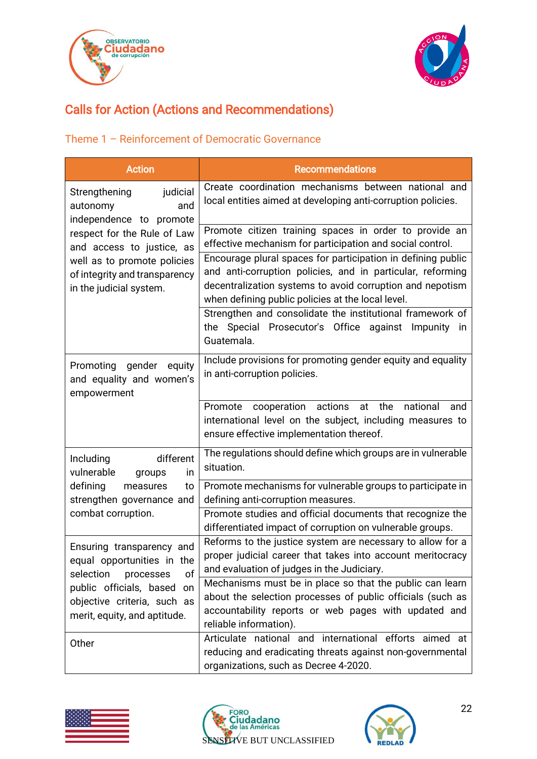## Calls for Action (Actions and Recommendations)

### Theme 1 – Reinforcement of Democratic Governance

| Action | Recommendations |
|---|---|
| Strengthening judicial autonomy and independence to promote respect for the Rule of Law and access to justice, as well as to promote policies of integrity and transparency in the judicial system. | Create coordination mechanisms between national and local entities aimed at developing anti-corruption policies. |
| | Promote citizen training spaces in order to provide an effective mechanism for participation and social control. |
| | Encourage plural spaces for participation in defining public and anti-corruption policies, and in particular, reforming decentralization systems to avoid corruption and nepotism when defining public policies at the local level. |
| | Strengthen and consolidate the institutional framework of the Special Prosecutor's Office against Impunity in Guatemala. |
| Promoting gender equity and equality and women's empowerment | Include provisions for promoting gender equity and equality in anti-corruption policies. |
| | Promote cooperation actions at the national and international level on the subject, including measures to ensure effective implementation thereof. |
| Including different vulnerable groups in defining measures to strengthen governance and combat corruption. | The regulations should define which groups are in vulnerable situation. |
| | Promote mechanisms for vulnerable groups to participate in defining anti-corruption measures. |
| | Promote studies and official documents that recognize the differentiated impact of corruption on vulnerable groups. |
| Ensuring transparency and equal opportunities in the selection processes of public officials, based on objective criteria, such as merit, equity, and aptitude. | Reforms to the justice system are necessary to allow for a proper judicial career that takes into account meritocracy and evaluation of judges in the Judiciary. |
| | Mechanisms must be in place so that the public can learn about the selection processes of public officials (such as accountability reports or web pages with updated and reliable information). |
| Other | Articulate national and international efforts aimed at reducing and eradicating threats against non-governmental organizations, such as Decree 4-2020. |

SENSITIVE BUT UNCLASSIFIED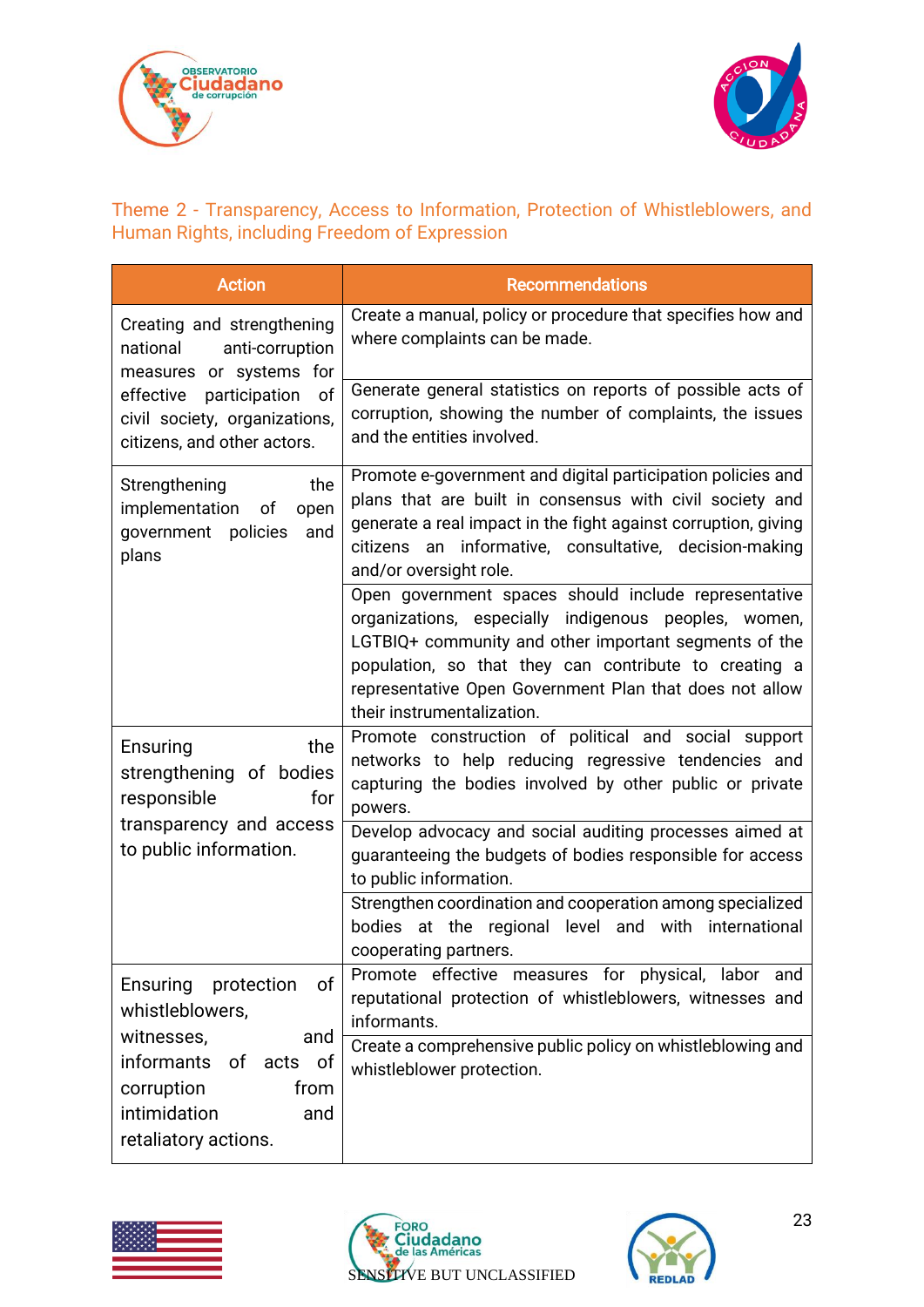## Theme 2 - Transparency, Access to Information, Protection of Whistleblowers, and Human Rights, including Freedom of Expression

| Action | Recommendations |
|---|---|
| Creating and strengthening national anti-corruption measures or systems for effective participation of civil society, organizations, citizens, and other actors. | Create a manual, policy or procedure that specifies how and where complaints can be made. |
| | Generate general statistics on reports of possible acts of corruption, showing the number of complaints, the issues and the entities involved. |
| Strengthening the implementation of open government policies and plans | Promote e-government and digital participation policies and plans that are built in consensus with civil society and generate a real impact in the fight against corruption, giving citizens an informative, consultative, decision-making and/or oversight role. |
| | Open government spaces should include representative organizations, especially indigenous peoples, women, LGTBIQ+ community and other important segments of the population, so that they can contribute to creating a representative Open Government Plan that does not allow their instrumentalization. |
| Ensuring the strengthening of bodies responsible for transparency and access to public information. | Promote construction of political and social support networks to help reducing regressive tendencies and capturing the bodies involved by other public or private powers. |
| | Develop advocacy and social auditing processes aimed at guaranteeing the budgets of bodies responsible for access to public information. |
| | Strengthen coordination and cooperation among specialized bodies at the regional level and with international cooperating partners. |
| Ensuring protection of whistleblowers, witnesses, and informants of acts of corruption from intimidation and retaliatory actions. | Promote effective measures for physical, labor and reputational protection of whistleblowers, witnesses and informants. |
| | Create a comprehensive public policy on whistleblowing and whistleblower protection. |

SENSITIVE BUT UNCLASSIFIED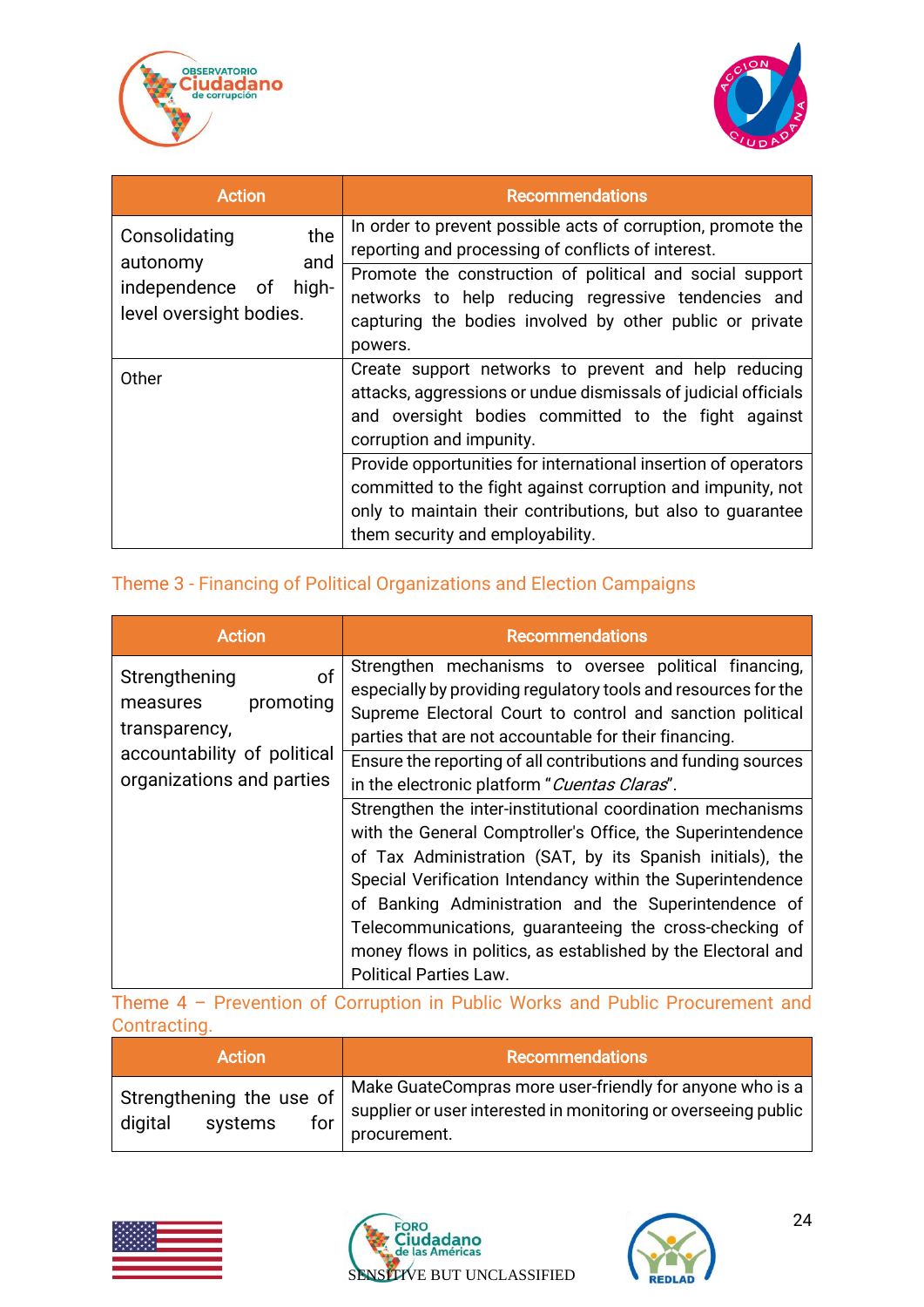| Action | Recommendations |
|---|---|
| Consolidating the autonomy and independence of high-level oversight bodies. | In order to prevent possible acts of corruption, promote the reporting and processing of conflicts of interest. |
| | Promote the construction of political and social support networks to help reducing regressive tendencies and capturing the bodies involved by other public or private powers. |
| Other | Create support networks to prevent and help reducing attacks, aggressions or undue dismissals of judicial officials and oversight bodies committed to the fight against corruption and impunity. |
| | Provide opportunities for international insertion of operators committed to the fight against corruption and impunity, not only to maintain their contributions, but also to guarantee them security and employability. |

## Theme 3 - Financing of Political Organizations and Election Campaigns

| Action | Recommendations |
|---|---|
| Strengthening of measures promoting transparency, accountability of political organizations and parties | Strengthen mechanisms to oversee political financing, especially by providing regulatory tools and resources for the Supreme Electoral Court to control and sanction political parties that are not accountable for their financing. |
| | Ensure the reporting of all contributions and funding sources in the electronic platform "*Cuentas Claras*". |
| | Strengthen the inter-institutional coordination mechanisms with the General Comptroller's Office, the Superintendence of Tax Administration (SAT, by its Spanish initials), the Special Verification Intendancy within the Superintendence of Banking Administration and the Superintendence of Telecommunications, guaranteeing the cross-checking of money flows in politics, as established by the Electoral and Political Parties Law. |

## Theme 4 – Prevention of Corruption in Public Works and Public Procurement and Contracting.

| Action | Recommendations |
|---|---|
| Strengthening the use of digital systems for | Make GuateCompras more user-friendly for anyone who is a supplier or user interested in monitoring or overseeing public procurement. |

SENSITIVE BUT UNCLASSIFIED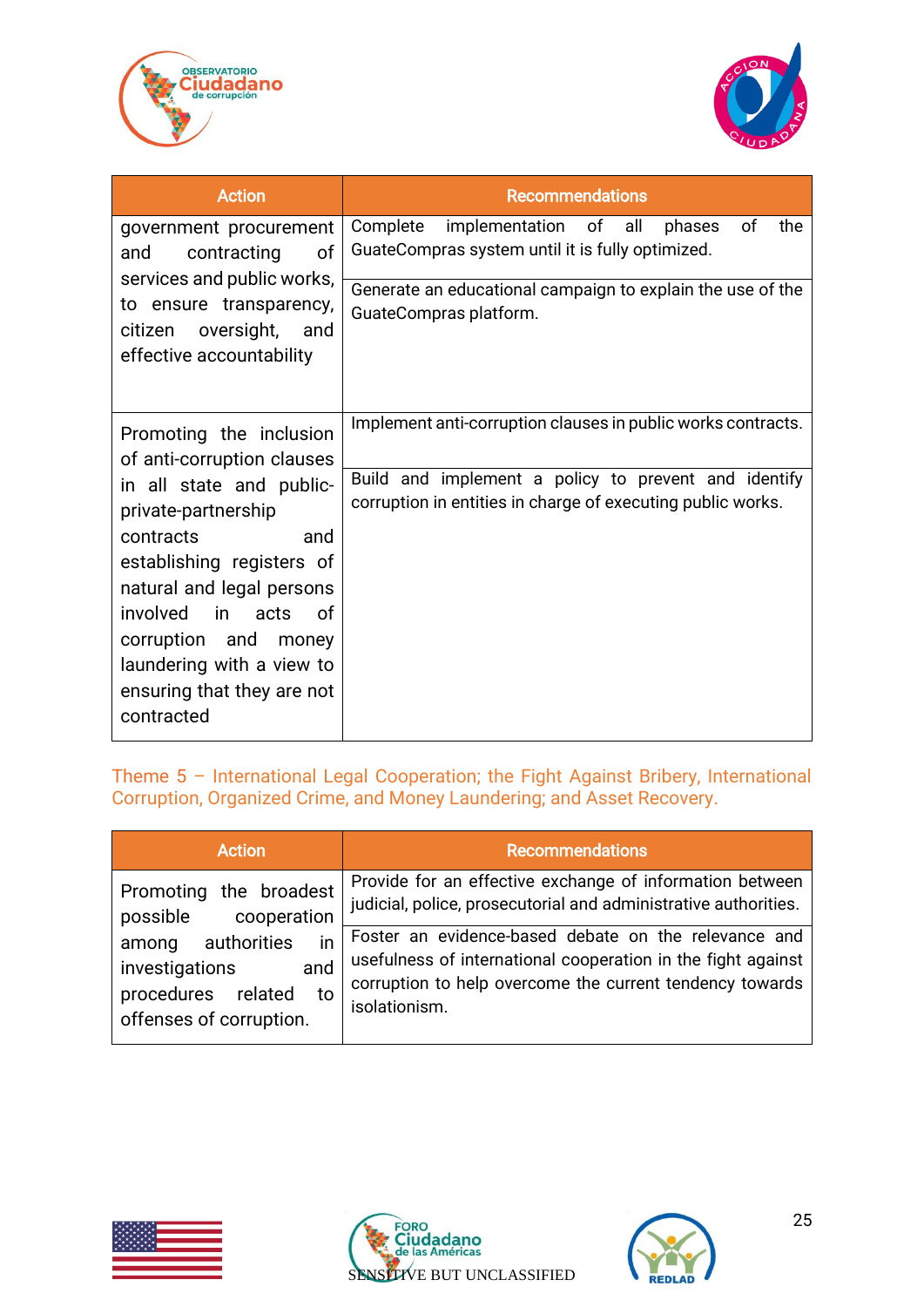| Action | Recommendations |
|---|---|
| government procurement and contracting of services and public works, to ensure transparency, citizen oversight, and effective accountability | Complete implementation of all phases of the GuateCompras system until it is fully optimized. |
| | Generate an educational campaign to explain the use of the GuateCompras platform. |
| Promoting the inclusion of anti-corruption clauses in all state and public-private-partnership contracts and establishing registers of natural and legal persons involved in acts of corruption and money laundering with a view to ensuring that they are not contracted | Implement anti-corruption clauses in public works contracts. |
| | Build and implement a policy to prevent and identify corruption in entities in charge of executing public works. |

## Theme 5 – International Legal Cooperation; the Fight Against Bribery, International Corruption, Organized Crime, and Money Laundering; and Asset Recovery.

| Action | Recommendations |
|---|---|
| Promoting the broadest possible cooperation among authorities in investigations and procedures related to offenses of corruption. | Provide for an effective exchange of information between judicial, police, prosecutorial and administrative authorities. |
| | Foster an evidence-based debate on the relevance and usefulness of international cooperation in the fight against corruption to help overcome the current tendency towards isolationism. |

SENSITIVE BUT UNCLASSIFIED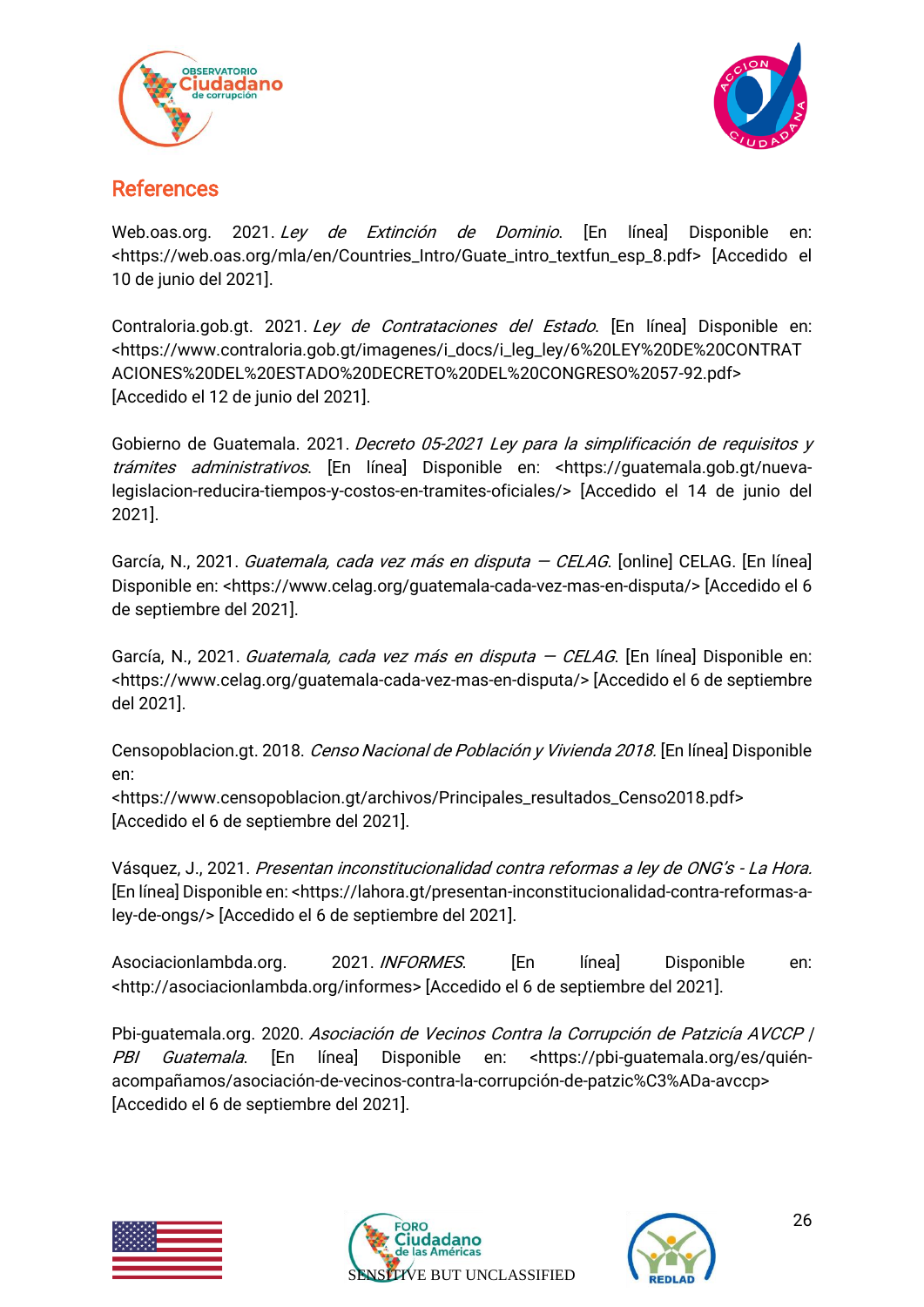## References

Web.oas.org. 2021. *Ley de Extinción de Dominio.* [En línea] Disponible en: <https://web.oas.org/mla/en/Countries_Intro/Guate_intro_textfun_esp_8.pdf> [Accedido el 10 de junio del 2021].

Contraloria.gob.gt. 2021. *Ley de Contrataciones del Estado.* [En línea] Disponible en: <https://www.contraloria.gob.gt/imagenes/i_docs/i_leg_ley/6%20LEY%20DE%20CONTRATACIONES%20DEL%20ESTADO%20DECRETO%20DEL%20CONGRESO%2057-92.pdf> [Accedido el 12 de junio del 2021].

Gobierno de Guatemala. 2021. *Decreto 05-2021 Ley para la simplificación de requisitos y trámites administrativos.* [En línea] Disponible en: <https://guatemala.gob.gt/nueva-legislacion-reducira-tiempos-y-costos-en-tramites-oficiales/> [Accedido el 14 de junio del 2021].

García, N., 2021. *Guatemala, cada vez más en disputa — CELAG.* [online] CELAG. [En línea] Disponible en: <https://www.celag.org/guatemala-cada-vez-mas-en-disputa/> [Accedido el 6 de septiembre del 2021].

García, N., 2021. *Guatemala, cada vez más en disputa — CELAG.* [En línea] Disponible en: <https://www.celag.org/guatemala-cada-vez-mas-en-disputa/> [Accedido el 6 de septiembre del 2021].

Censopoblacion.gt. 2018. *Censo Nacional de Población y Vivienda 2018.* [En línea] Disponible en: <https://www.censopoblacion.gt/archivos/Principales_resultados_Censo2018.pdf> [Accedido el 6 de septiembre del 2021].

Vásquez, J., 2021. *Presentan inconstitucionalidad contra reformas a ley de ONG's - La Hora.* [En línea] Disponible en: <https://lahora.gt/presentan-inconstitucionalidad-contra-reformas-a-ley-de-ongs/> [Accedido el 6 de septiembre del 2021].

Asociacionlambda.org. 2021. *INFORMES.* [En línea] Disponible en: <http://asociacionlambda.org/informes> [Accedido el 6 de septiembre del 2021].

Pbi-guatemala.org. 2020. *Asociación de Vecinos Contra la Corrupción de Patzicía AVCCP | PBI Guatemala.* [En línea] Disponible en: <https://pbi-guatemala.org/es/quién-acompañamos/asociación-de-vecinos-contra-la-corrupción-de-patzic%C3%ADa-avccp> [Accedido el 6 de septiembre del 2021].

SENSITIVE BUT UNCLASSIFIED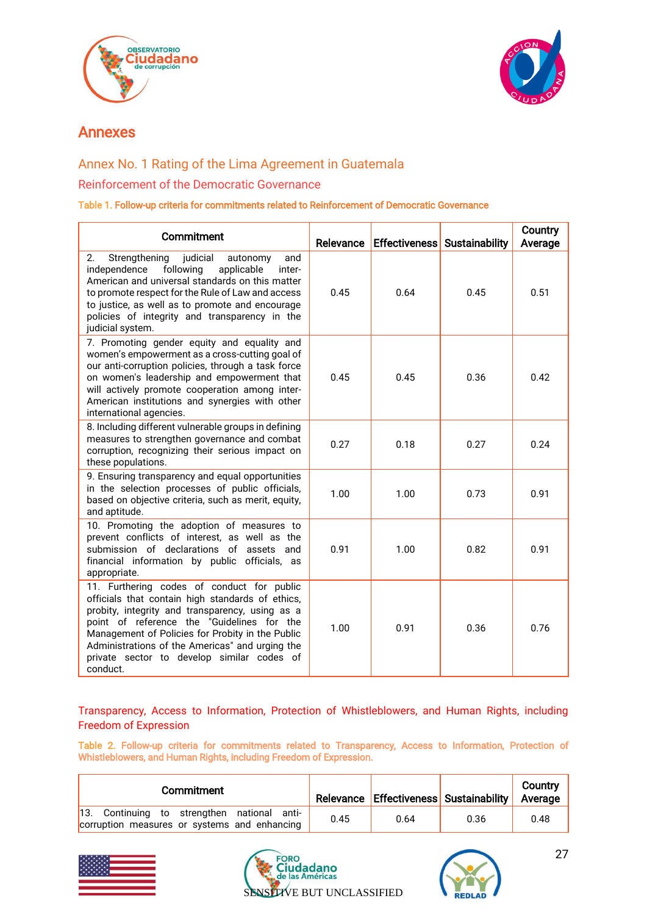# Annexes

## Annex No. 1 Rating of the Lima Agreement in Guatemala

### Reinforcement of the Democratic Governance

Table 1. **Follow-up criteria for commitments related to Reinforcement of Democratic Governance**

| Commitment | Relevance | Effectiveness | Sustainability | Country Average |
|---|---|---|---|---|
| 2. Strengthening judicial autonomy and independence following applicable inter-American and universal standards on this matter to promote respect for the Rule of Law and access to justice, as well as to promote and encourage policies of integrity and transparency in the judicial system. | 0.45 | 0.64 | 0.45 | 0.51 |
| 7. Promoting gender equity and equality and women's empowerment as a cross-cutting goal of our anti-corruption policies, through a task force on women's leadership and empowerment that will actively promote cooperation among inter-American institutions and synergies with other international agencies. | 0.45 | 0.45 | 0.36 | 0.42 |
| 8. Including different vulnerable groups in defining measures to strengthen governance and combat corruption, recognizing their serious impact on these populations. | 0.27 | 0.18 | 0.27 | 0.24 |
| 9. Ensuring transparency and equal opportunities in the selection processes of public officials, based on objective criteria, such as merit, equity, and aptitude. | 1.00 | 1.00 | 0.73 | 0.91 |
| 10. Promoting the adoption of measures to prevent conflicts of interest, as well as the submission of declarations of assets and financial information by public officials, as appropriate. | 0.91 | 1.00 | 0.82 | 0.91 |
| 11. Furthering codes of conduct for public officials that contain high standards of ethics, probity, integrity and transparency, using as a point of reference the "Guidelines for the Management of Policies for Probity in the Public Administrations of the Americas" and urging the private sector to develop similar codes of conduct. | 1.00 | 0.91 | 0.36 | 0.76 |

### Transparency, Access to Information, Protection of Whistleblowers, and Human Rights, including Freedom of Expression

Table 2. **Follow-up criteria for commitments related to Transparency, Access to Information, Protection of Whistleblowers, and Human Rights, including Freedom of Expression.**

| Commitment | Relevance | Effectiveness | Sustainability | Country Average |
|---|---|---|---|---|
| 13. Continuing to strengthen national anti-corruption measures or systems and enhancing | 0.45 | 0.64 | 0.36 | 0.48 |

SENSITIVE BUT UNCLASSIFIED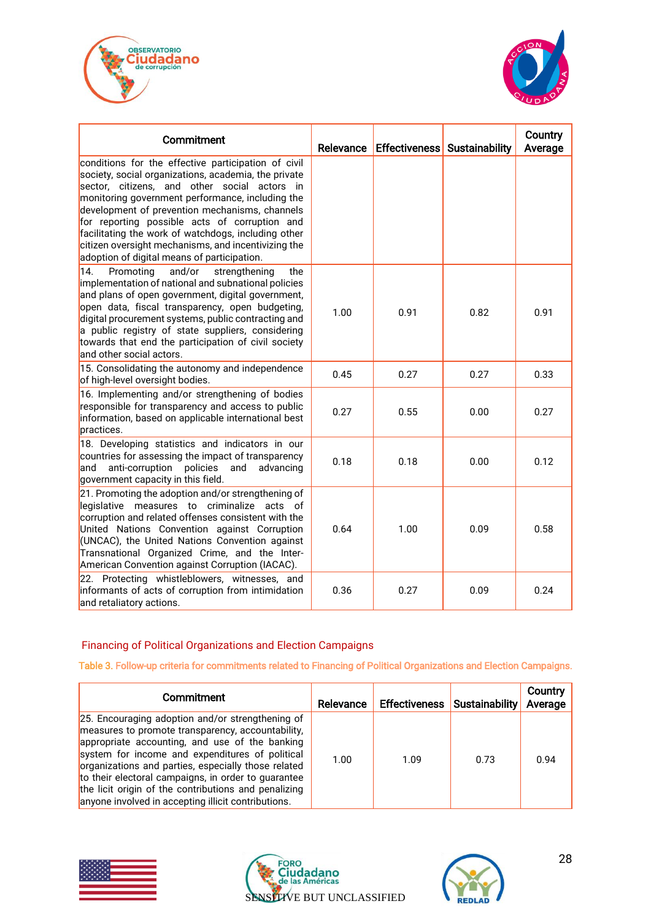| Commitment | Relevance | Effectiveness | Sustainability | Country Average |
|---|---|---|---|---|
| conditions for the effective participation of civil society, social organizations, academia, the private sector, citizens, and other social actors in monitoring government performance, including the development of prevention mechanisms, channels for reporting possible acts of corruption and facilitating the work of watchdogs, including other citizen oversight mechanisms, and incentivizing the adoption of digital means of participation. | | | | |
| 14. Promoting and/or strengthening the implementation of national and subnational policies and plans of open government, digital government, open data, fiscal transparency, open budgeting, digital procurement systems, public contracting and a public registry of state suppliers, considering towards that end the participation of civil society and other social actors. | 1.00 | 0.91 | 0.82 | 0.91 |
| 15. Consolidating the autonomy and independence of high-level oversight bodies. | 0.45 | 0.27 | 0.27 | 0.33 |
| 16. Implementing and/or strengthening of bodies responsible for transparency and access to public information, based on applicable international best practices. | 0.27 | 0.55 | 0.00 | 0.27 |
| 18. Developing statistics and indicators in our countries for assessing the impact of transparency and anti-corruption policies and advancing government capacity in this field. | 0.18 | 0.18 | 0.00 | 0.12 |
| 21. Promoting the adoption and/or strengthening of legislative measures to criminalize acts of corruption and related offenses consistent with the United Nations Convention against Corruption (UNCAC), the United Nations Convention against Transnational Organized Crime, and the Inter-American Convention against Corruption (IACAC). | 0.64 | 1.00 | 0.09 | 0.58 |
| 22. Protecting whistleblowers, witnesses, and informants of acts of corruption from intimidation and retaliatory actions. | 0.36 | 0.27 | 0.09 | 0.24 |

## Financing of Political Organizations and Election Campaigns

Table 3. Follow-up criteria for commitments related to Financing of Political Organizations and Election Campaigns.

| Commitment | Relevance | Effectiveness | Sustainability | Country Average |
|---|---|---|---|---|
| 25. Encouraging adoption and/or strengthening of measures to promote transparency, accountability, appropriate accounting, and use of the banking system for income and expenditures of political organizations and parties, especially those related to their electoral campaigns, in order to guarantee the licit origin of the contributions and penalizing anyone involved in accepting illicit contributions. | 1.00 | 1.09 | 0.73 | 0.94 |

SENSITIVE BUT UNCLASSIFIED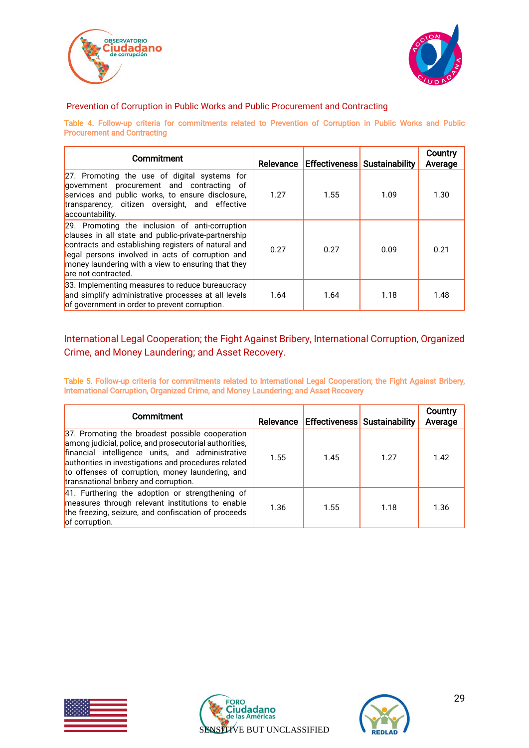## Prevention of Corruption in Public Works and Public Procurement and Contracting

Table 4. Follow-up criteria for commitments related to Prevention of Corruption in Public Works and Public Procurement and Contracting

| Commitment | Relevance | Effectiveness | Sustainability | Country Average |
|---|---|---|---|---|
| 27. Promoting the use of digital systems for government procurement and contracting of services and public works, to ensure disclosure, transparency, citizen oversight, and effective accountability. | 1.27 | 1.55 | 1.09 | 1.30 |
| 29. Promoting the inclusion of anti-corruption clauses in all state and public-private-partnership contracts and establishing registers of natural and legal persons involved in acts of corruption and money laundering with a view to ensuring that they are not contracted. | 0.27 | 0.27 | 0.09 | 0.21 |
| 33. Implementing measures to reduce bureaucracy and simplify administrative processes at all levels of government in order to prevent corruption. | 1.64 | 1.64 | 1.18 | 1.48 |

## International Legal Cooperation; the Fight Against Bribery, International Corruption, Organized Crime, and Money Laundering; and Asset Recovery.

Table 5. Follow-up criteria for commitments related to International Legal Cooperation; the Fight Against Bribery, International Corruption, Organized Crime, and Money Laundering; and Asset Recovery

| Commitment | Relevance | Effectiveness | Sustainability | Country Average |
|---|---|---|---|---|
| 37. Promoting the broadest possible cooperation among judicial, police, and prosecutorial authorities, financial intelligence units, and administrative authorities in investigations and procedures related to offenses of corruption, money laundering, and transnational bribery and corruption. | 1.55 | 1.45 | 1.27 | 1.42 |
| 41. Furthering the adoption or strengthening of measures through relevant institutions to enable the freezing, seizure, and confiscation of proceeds of corruption. | 1.36 | 1.55 | 1.18 | 1.36 |

SENSITIVE BUT UNCLASSIFIED